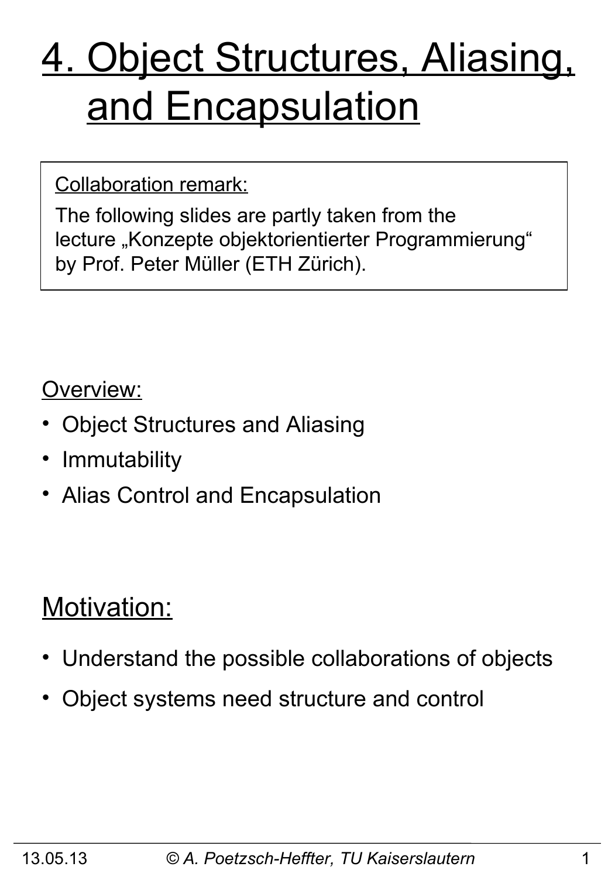# 4. Object Structures, Aliasing, and Encapsulation

> Collaboration remark:
>
> The following slides are partly taken from the lecture „Konzepte objektorientierter Programmierung" by Prof. Peter Müller (ETH Zürich).

Overview:

- Object Structures and Aliasing
- Immutability
- Alias Control and Encapsulation

## Motivation:

- Understand the possible collaborations of objects
- Object systems need structure and control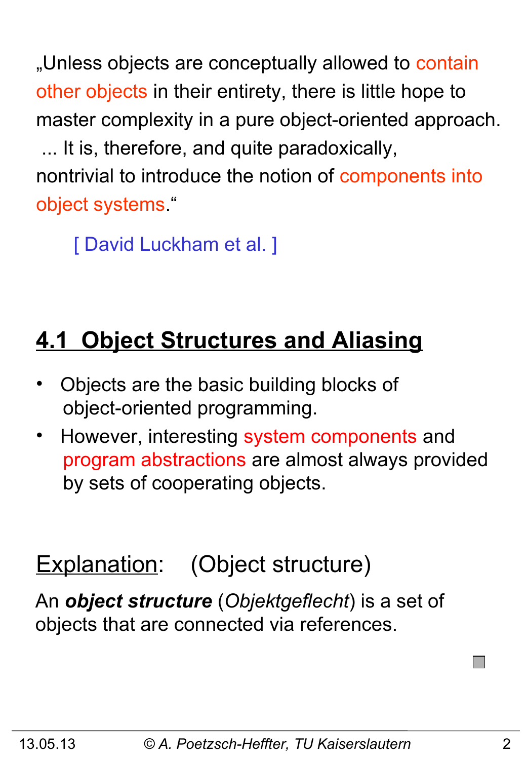„Unless objects are conceptually allowed to contain other objects in their entirety, there is little hope to master complexity in a pure object-oriented approach. ... It is, therefore, and quite paradoxically, nontrivial to introduce the notion of components into object systems.“

[ David Luckham et al. ]

## 4.1 Object Structures and Aliasing

- Objects are the basic building blocks of object-oriented programming.
- However, interesting system components and program abstractions are almost always provided by sets of cooperating objects.

Explanation: (Object structure)

An ***object structure*** (*Objektgeflecht*) is a set of objects that are connected via references.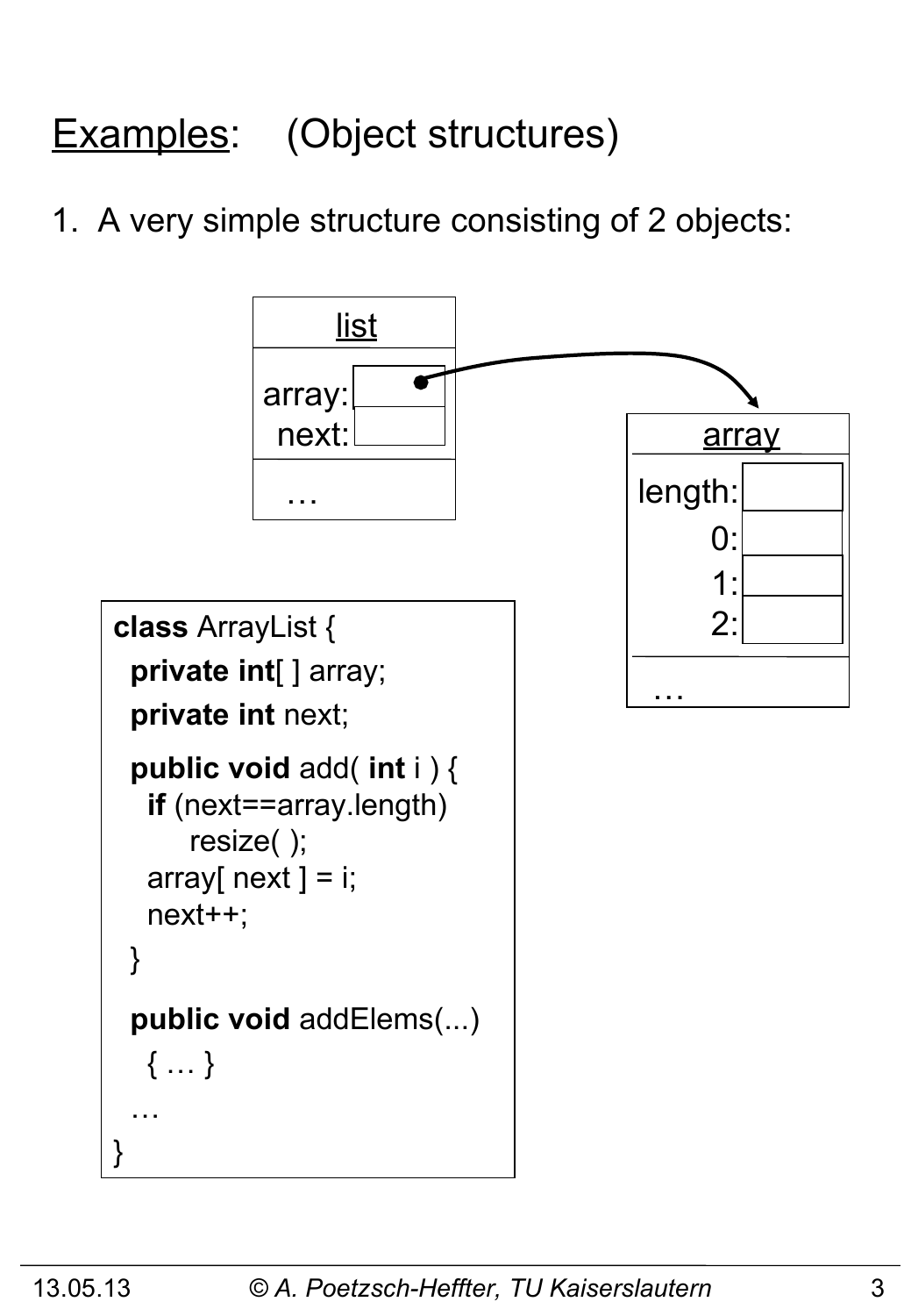# Examples: (Object structures)

1. A very simple structure consisting of 2 objects:

list
- array:
- next:
- …

array
- length:
- 0:
- 1:
- 2:
- …

```
class ArrayList {
  private int[ ] array;
  private int next;

  public void add( int i ) {
    if (next==array.length)
        resize( );
    array[ next ] = i;
    next++;
  }

  public void addElems(...)
    { … }
  …
}
```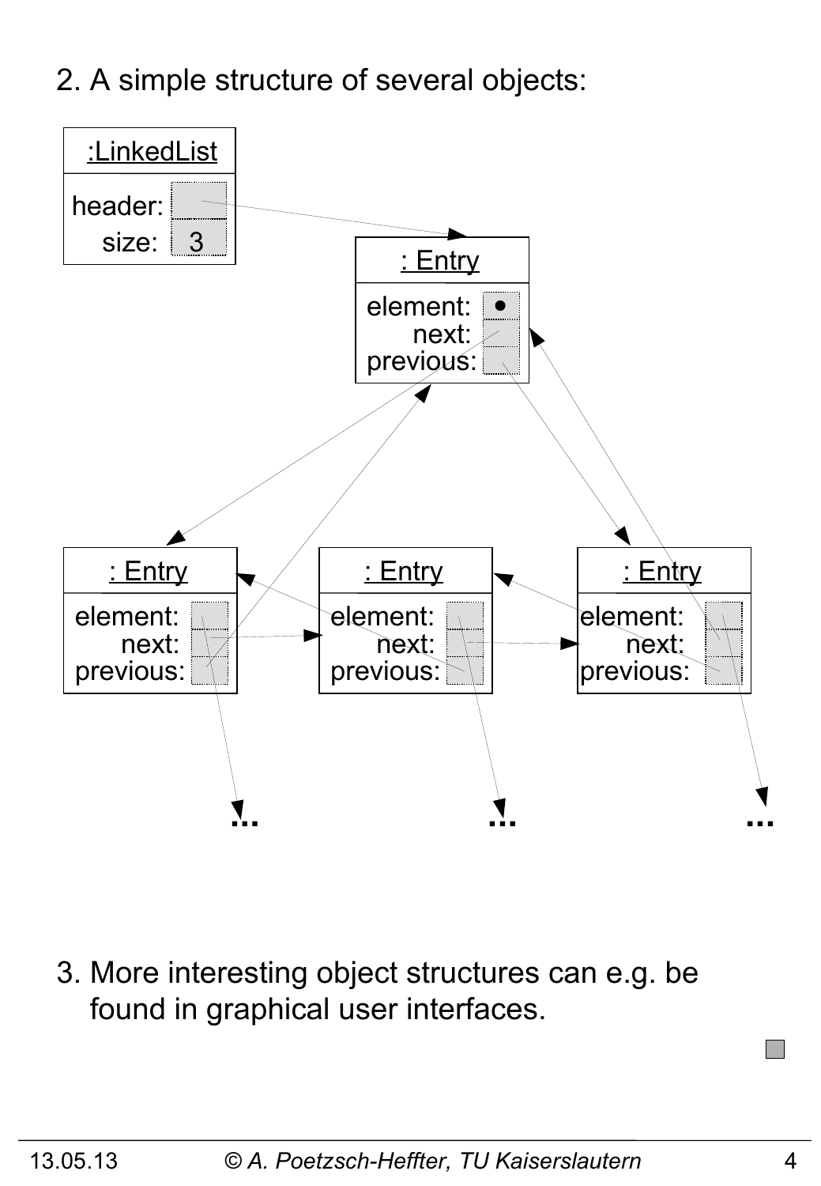2. A simple structure of several objects:

:LinkedList

header:
size: 3

: Entry

element: •
next:
previous:

: Entry

element:
next:
previous:

: Entry

element:
next:
previous:

: Entry

element:
next:
previous:

... ... ...

3. More interesting object structures can e.g. be found in graphical user interfaces.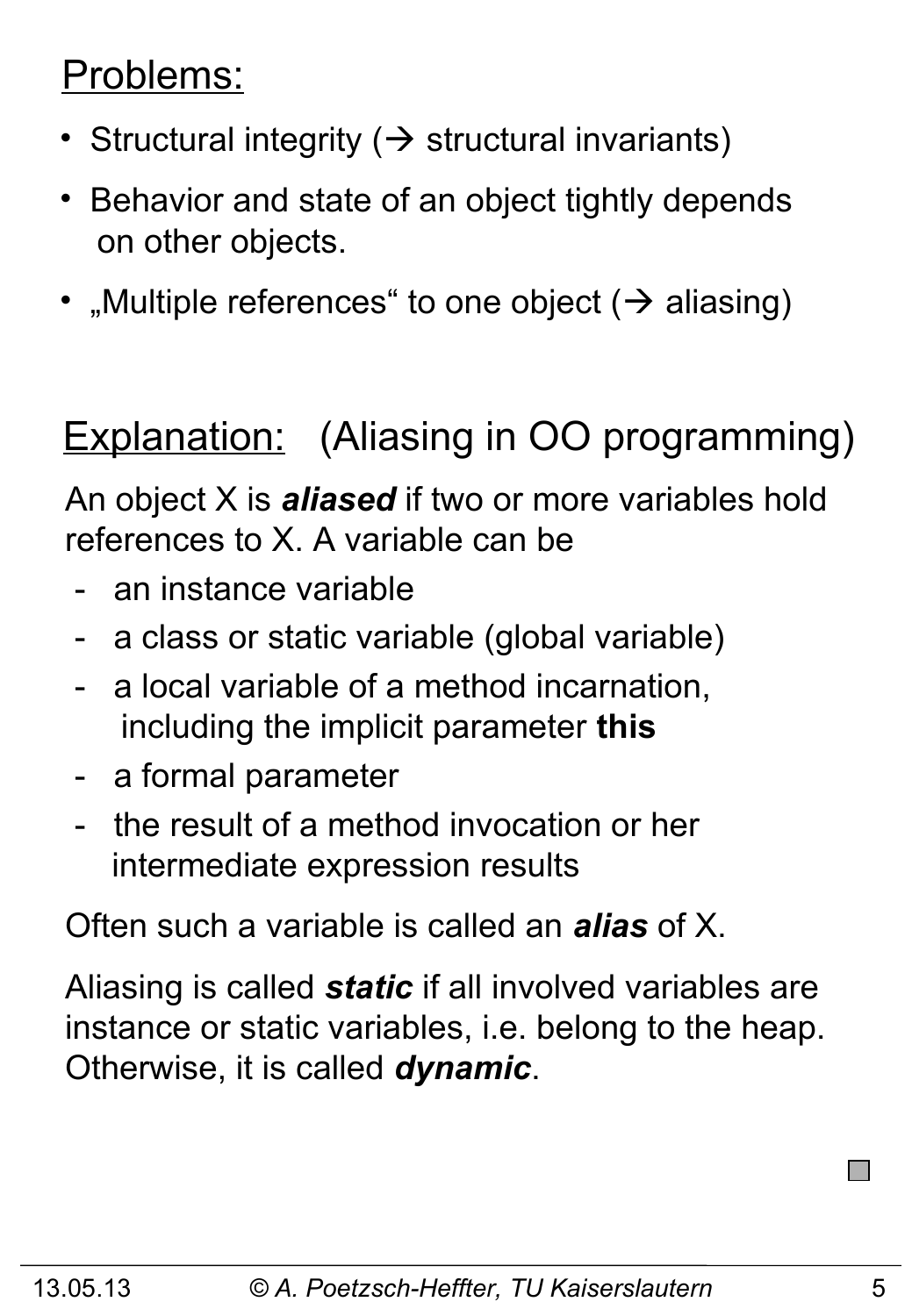## Problems:

- Structural integrity (→ structural invariants)
- Behavior and state of an object tightly depends on other objects.
- „Multiple references" to one object (→ aliasing)

## Explanation: (Aliasing in OO programming)

An object X is ***aliased*** if two or more variables hold references to X. A variable can be

- an instance variable
- a class or static variable (global variable)
- a local variable of a method incarnation, including the implicit parameter **this**
- a formal parameter
- the result of a method invocation or her intermediate expression results

Often such a variable is called an ***alias*** of X.

Aliasing is called ***static*** if all involved variables are instance or static variables, i.e. belong to the heap. Otherwise, it is called ***dynamic***.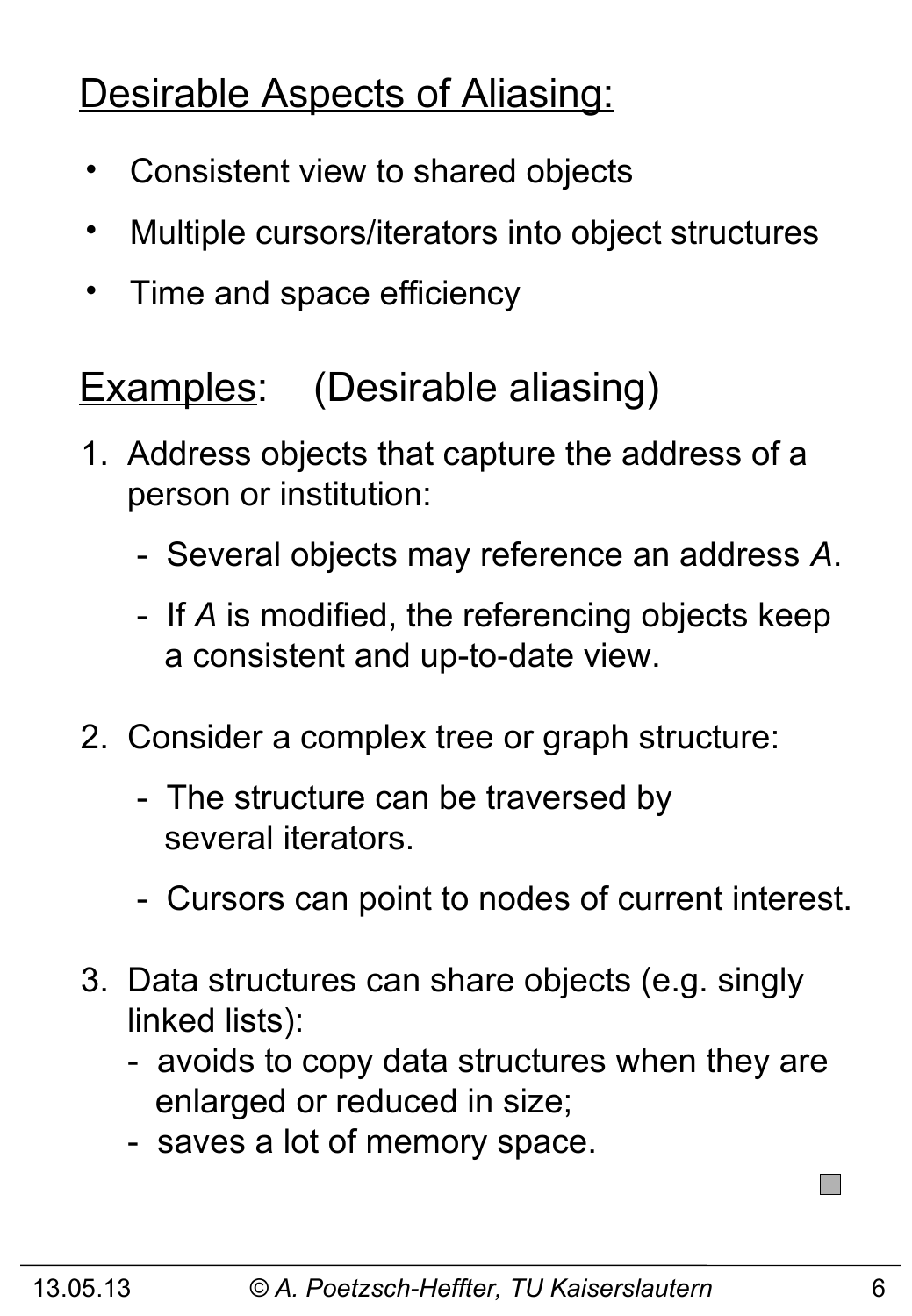## Desirable Aspects of Aliasing:

- Consistent view to shared objects
- Multiple cursors/iterators into object structures
- Time and space efficiency

## Examples: (Desirable aliasing)

1. Address objects that capture the address of a person or institution:
   - Several objects may reference an address *A*.
   - If *A* is modified, the referencing objects keep a consistent and up-to-date view.
2. Consider a complex tree or graph structure:
   - The structure can be traversed by several iterators.
   - Cursors can point to nodes of current interest.
3. Data structures can share objects (e.g. singly linked lists):
   - avoids to copy data structures when they are enlarged or reduced in size;
   - saves a lot of memory space.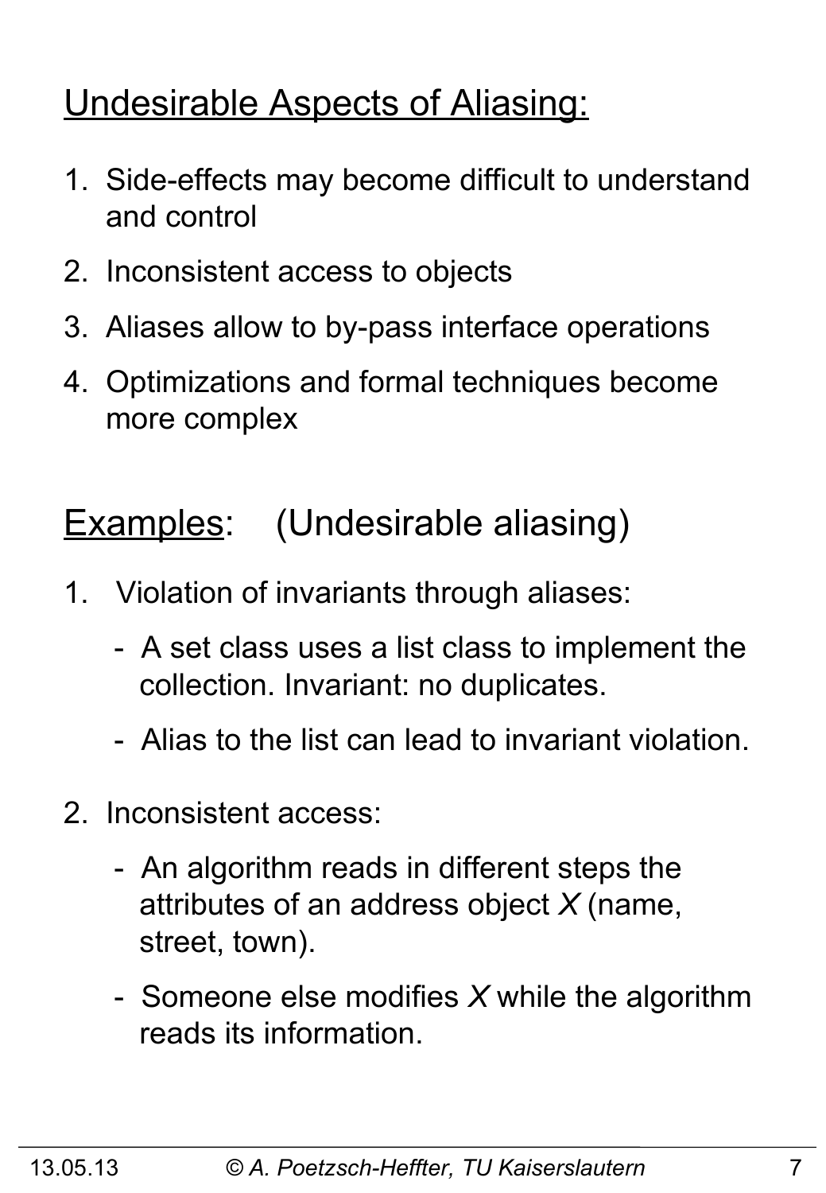## Undesirable Aspects of Aliasing:

1. Side-effects may become difficult to understand and control
2. Inconsistent access to objects
3. Aliases allow to by-pass interface operations
4. Optimizations and formal techniques become more complex

## Examples: (Undesirable aliasing)

1. Violation of invariants through aliases:
   - A set class uses a list class to implement the collection. Invariant: no duplicates.
   - Alias to the list can lead to invariant violation.
2. Inconsistent access:
   - An algorithm reads in different steps the attributes of an address object *X* (name, street, town).
   - Someone else modifies *X* while the algorithm reads its information.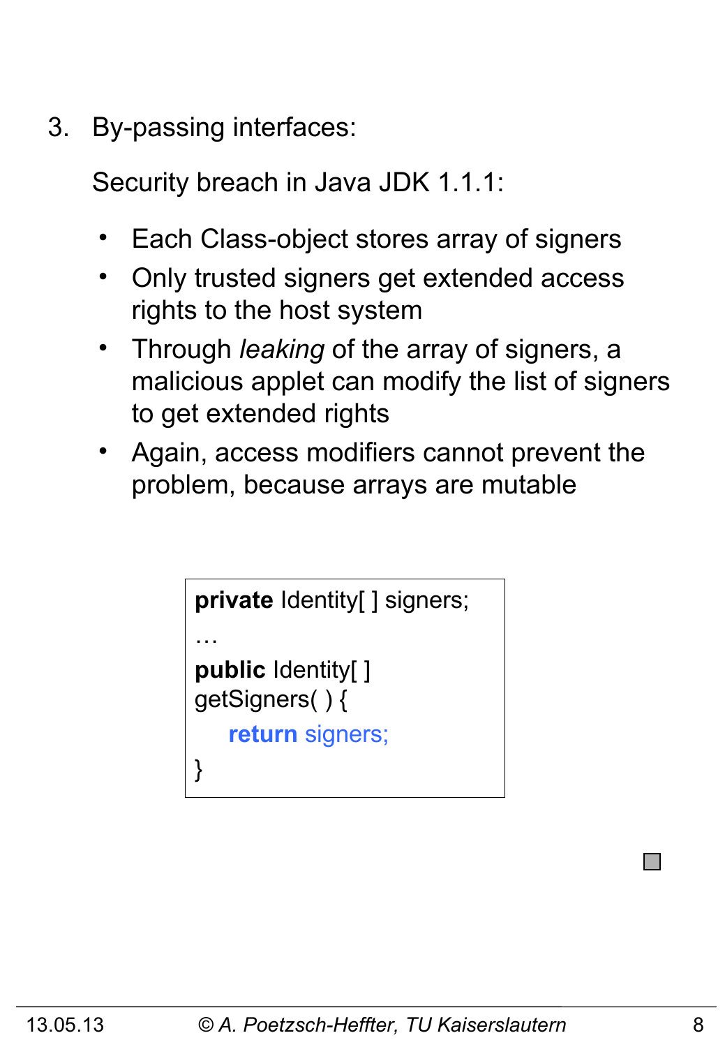3. By-passing interfaces:

   Security breach in Java JDK 1.1.1:

   - Each Class-object stores array of signers
   - Only trusted signers get extended access rights to the host system
   - Through *leaking* of the array of signers, a malicious applet can modify the list of signers to get extended rights
   - Again, access modifiers cannot prevent the problem, because arrays are mutable

```
private Identity[ ] signers;
…
public Identity[ ]
getSigners( ) {
    return signers;
}
```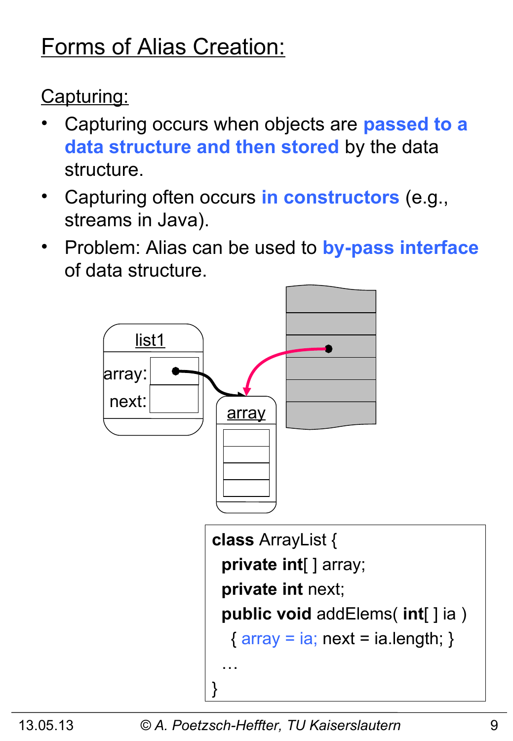# Forms of Alias Creation:

## Capturing:

- Capturing occurs when objects are **passed to a data structure and then stored** by the data structure.
- Capturing often occurs **in constructors** (e.g., streams in Java).
- Problem: Alias can be used to **by-pass interface** of data structure.

```
class ArrayList {
  private int[ ] array;
  private int next;
  public void addElems( int[ ] ia )
    { array = ia; next = ia.length; }
  …
}
```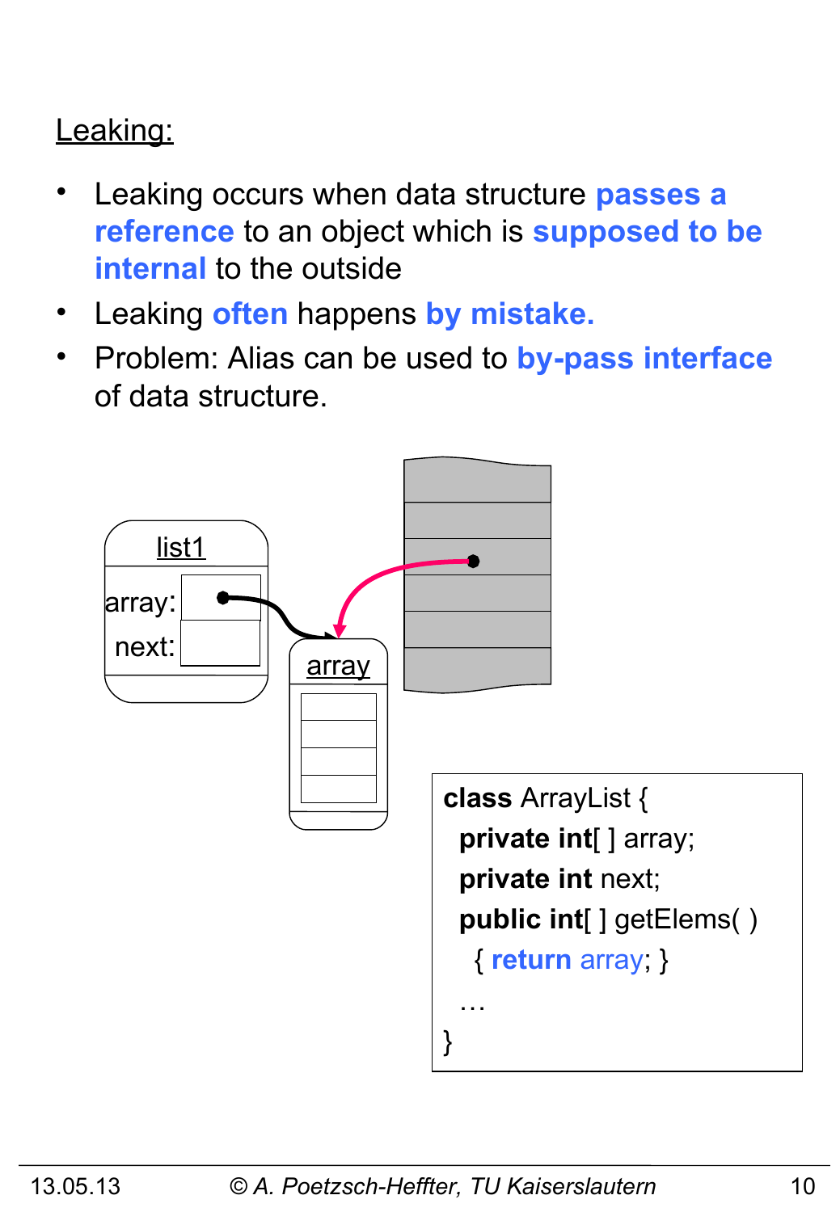Leaking:

- Leaking occurs when data structure **passes a reference** to an object which is **supposed to be internal** to the outside
- Leaking **often** happens **by mistake.**
- Problem: Alias can be used to **by-pass interface** of data structure.

list1

array:

next:

array

```
class ArrayList {
  private int[ ] array;
  private int next;
  public int[ ] getElems( )
    { return array; }
  …
}
```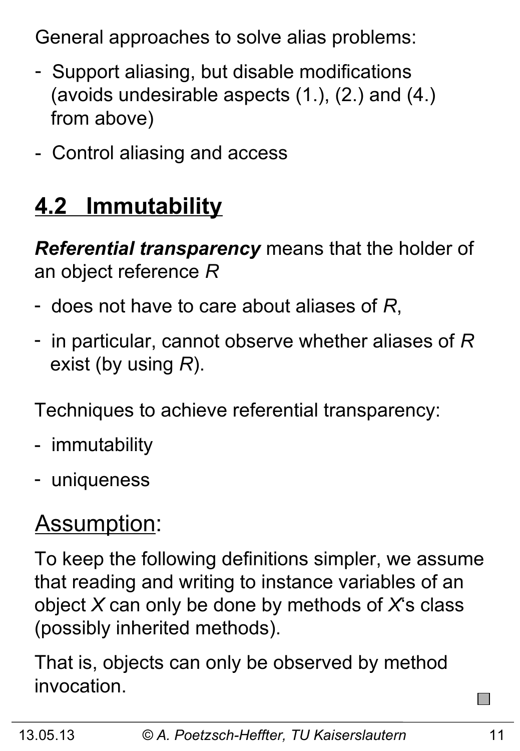General approaches to solve alias problems:

- Support aliasing, but disable modifications (avoids undesirable aspects (1.), (2.) and (4.) from above)
- Control aliasing and access

## 4.2 Immutability

***Referential transparency*** means that the holder of an object reference *R*

- does not have to care about aliases of *R*,
- in particular, cannot observe whether aliases of *R* exist (by using *R*).

Techniques to achieve referential transparency:

- immutability
- uniqueness

### Assumption:

To keep the following definitions simpler, we assume that reading and writing to instance variables of an object *X* can only be done by methods of *X*'s class (possibly inherited methods).

That is, objects can only be observed by method invocation.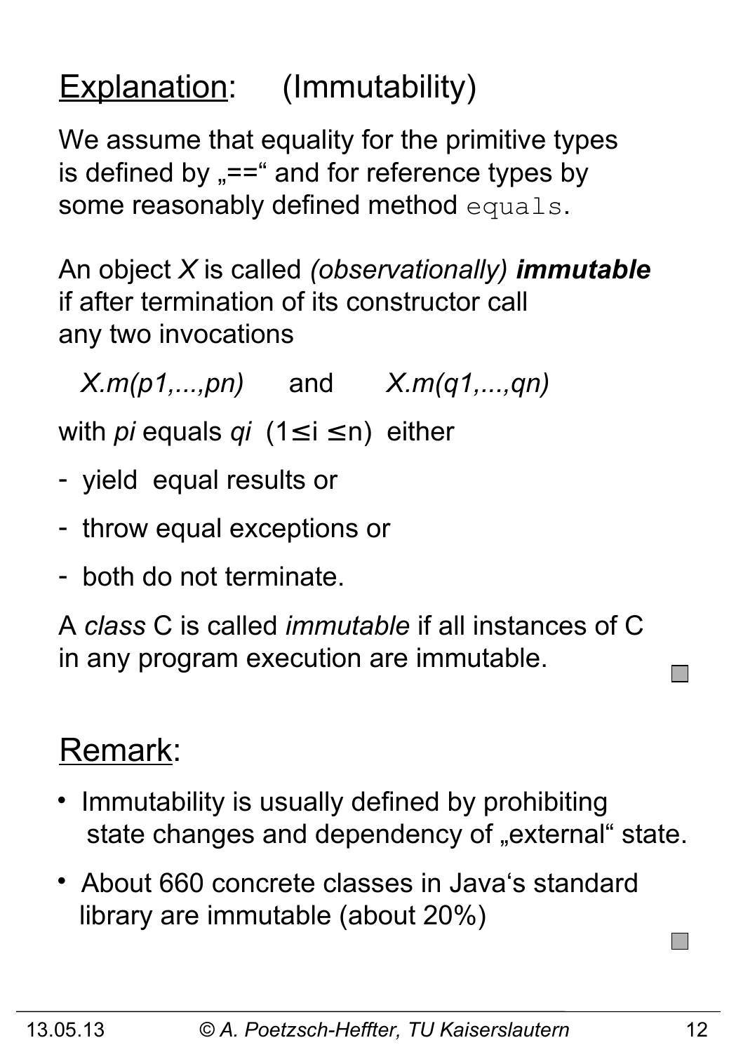## Explanation: (Immutability)

We assume that equality for the primitive types is defined by „==“ and for reference types by some reasonably defined method `equals`.

An object *X* is called *(observationally)* ***immutable*** if after termination of its constructor call any two invocations

*X.m(p1,...,pn)* and *X.m(q1,...,qn)*

with *pi* equals *qi* ($1 \leq i \leq n$) either

- yield equal results or
- throw equal exceptions or
- both do not terminate.

A *class* C is called *immutable* if all instances of C in any program execution are immutable.

## Remark:

- Immutability is usually defined by prohibiting state changes and dependency of „external“ state.
- About 660 concrete classes in Java‘s standard library are immutable (about 20%)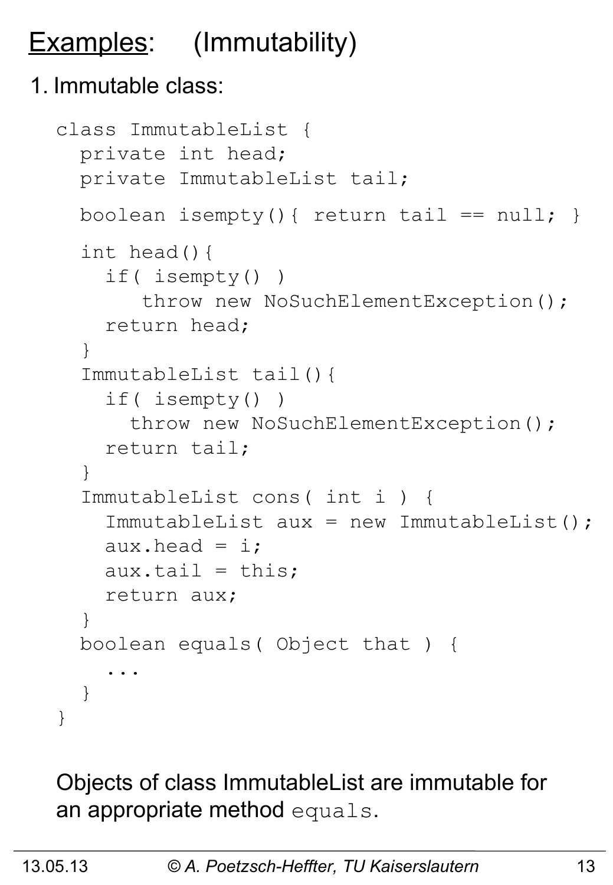# Examples: (Immutability)

1. Immutable class:

```
class ImmutableList {
  private int head;
  private ImmutableList tail;

  boolean isempty(){ return tail == null; }

  int head(){
    if( isempty() )
       throw new NoSuchElementException();
    return head;
  }
  ImmutableList tail(){
    if( isempty() )
      throw new NoSuchElementException();
    return tail;
  }
  ImmutableList cons( int i ) {
    ImmutableList aux = new ImmutableList();
    aux.head = i;
    aux.tail = this;
    return aux;
  }
  boolean equals( Object that ) {
    ...
  }
}
```

Objects of class ImmutableList are immutable for an appropriate method `equals`.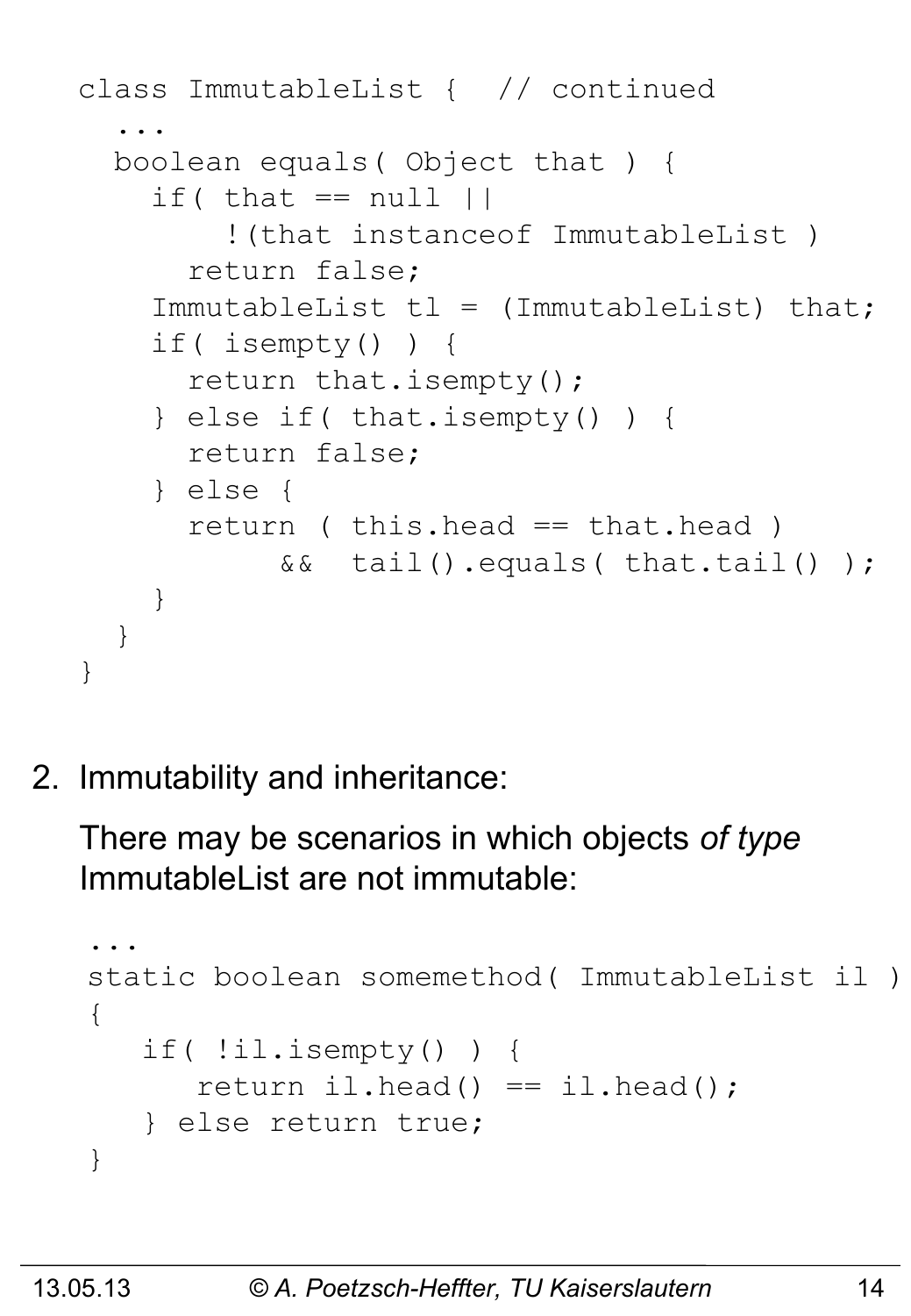```
class ImmutableList {  // continued
  ...
  boolean equals( Object that ) {
    if( that == null ||
        !(that instanceof ImmutableList )
      return false;
    ImmutableList tl = (ImmutableList) that;
    if( isempty() ) {
      return that.isempty();
    } else if( that.isempty() ) {
      return false;
    } else {
      return ( this.head == that.head )
           &&  tail().equals( that.tail() );
    }
  }
}
```

2. Immutability and inheritance:

   There may be scenarios in which objects *of type* ImmutableList are not immutable:

```
...
static boolean somemethod( ImmutableList il )
{
   if( !il.isempty() ) {
      return il.head() == il.head();
   } else return true;
}
```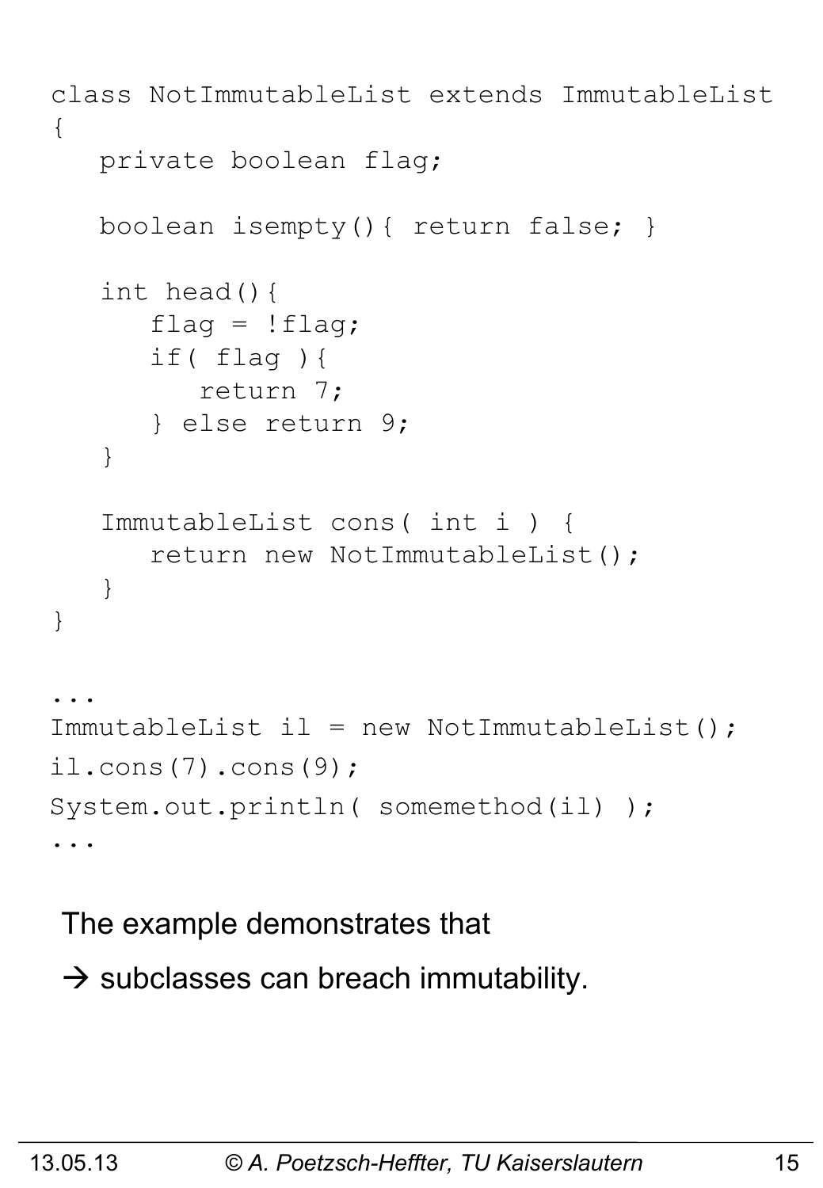```java
class NotImmutableList extends ImmutableList
{
   private boolean flag;

   boolean isempty(){ return false; }

   int head(){
      flag = !flag;
      if( flag ){
         return 7;
      } else return 9;
   }

   ImmutableList cons( int i ) {
      return new NotImmutableList();
   }
}

...
ImmutableList il = new NotImmutableList();
il.cons(7).cons(9);
System.out.println( somemethod(il) );
...
```

The example demonstrates that

→ subclasses can breach immutability.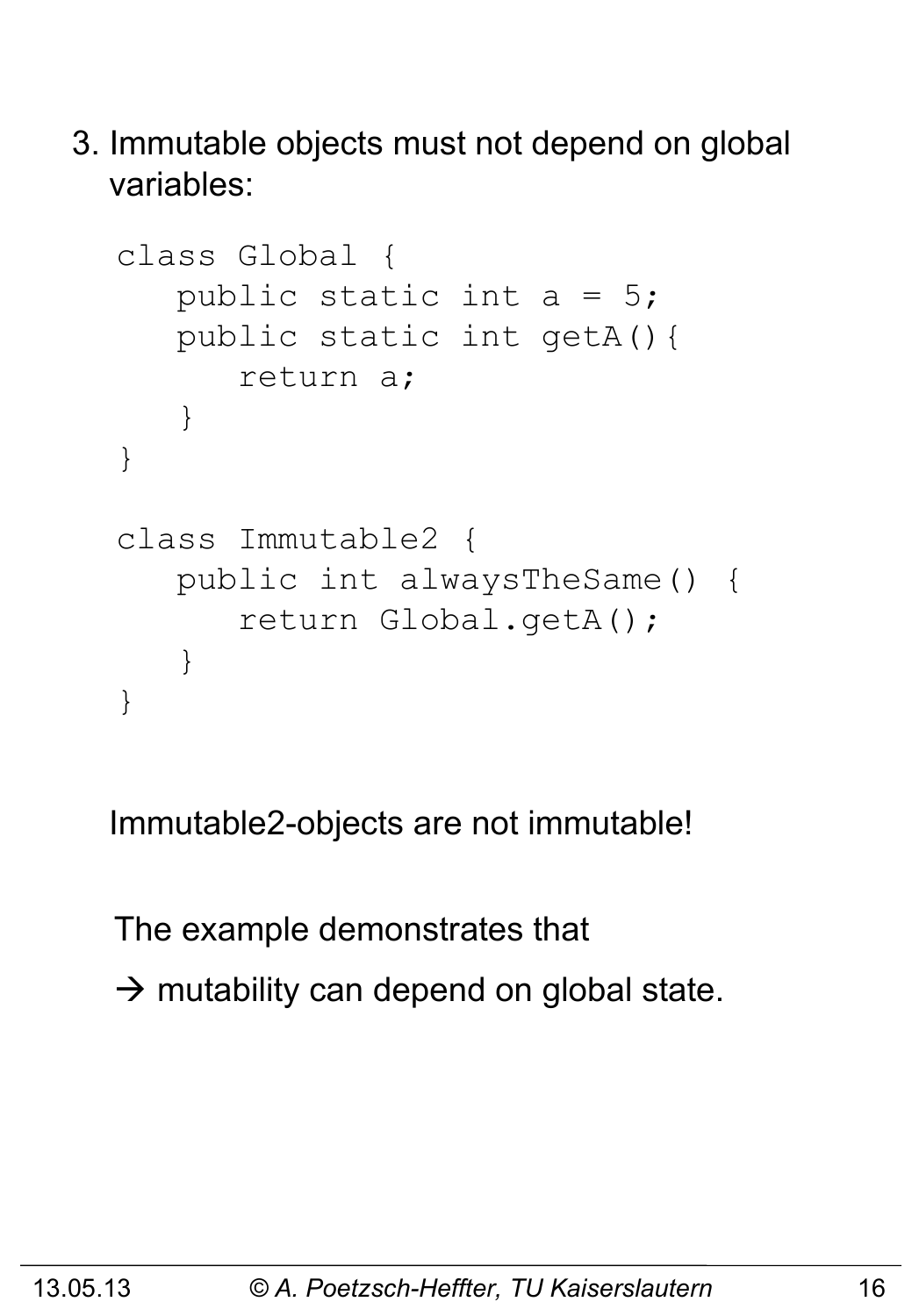3. Immutable objects must not depend on global variables:

```
class Global {
   public static int a = 5;
   public static int getA(){
      return a;
   }
}

class Immutable2 {
   public int alwaysTheSame() {
      return Global.getA();
   }
}
```

Immutable2-objects are not immutable!

The example demonstrates that

→ mutability can depend on global state.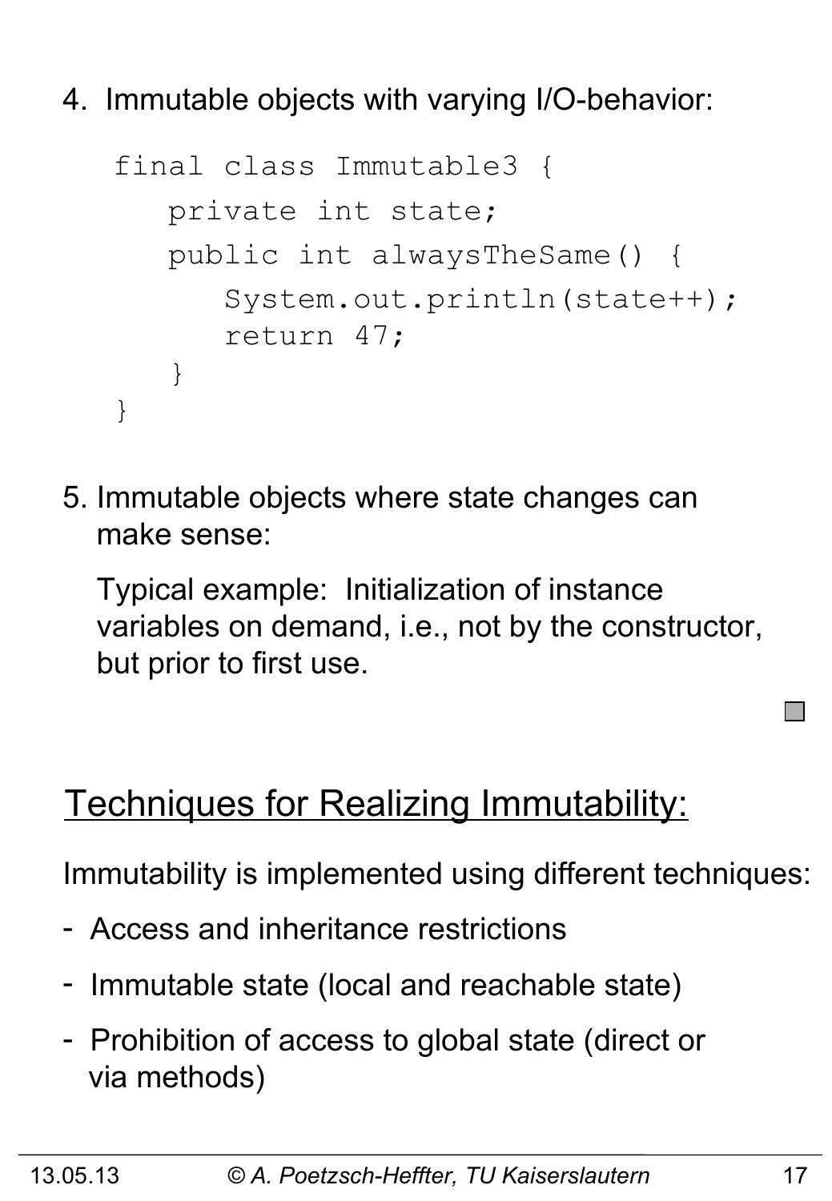4. Immutable objects with varying I/O-behavior:

```
final class Immutable3 {
   private int state;
   public int alwaysTheSame() {
      System.out.println(state++);
      return 47;
   }
}
```

5. Immutable objects where state changes can make sense:

   Typical example: Initialization of instance variables on demand, i.e., not by the constructor, but prior to first use.

## Techniques for Realizing Immutability:

Immutability is implemented using different techniques:

- Access and inheritance restrictions
- Immutable state (local and reachable state)
- Prohibition of access to global state (direct or via methods)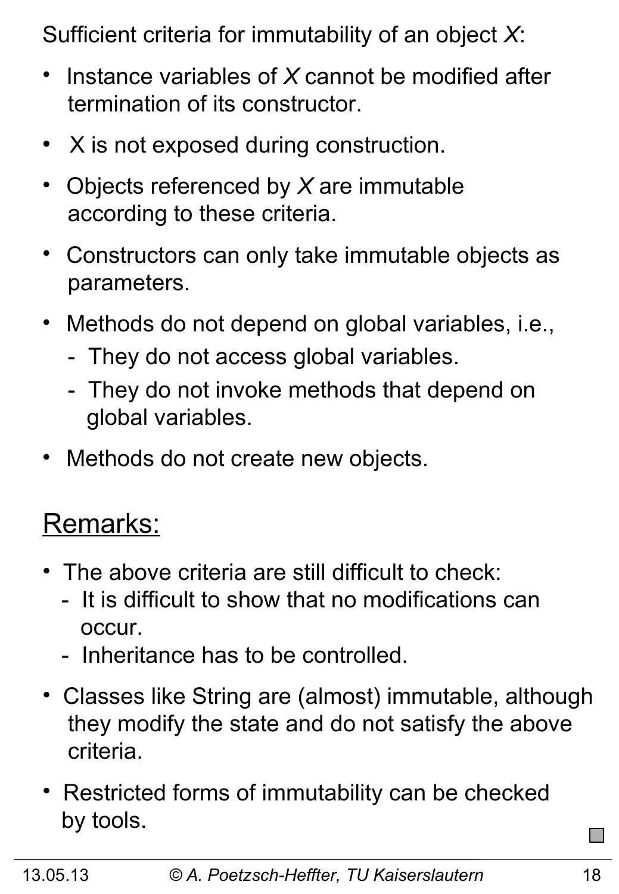Sufficient criteria for immutability of an object *X*:

- Instance variables of *X* cannot be modified after termination of its constructor.
- X is not exposed during construction.
- Objects referenced by *X* are immutable according to these criteria.
- Constructors can only take immutable objects as parameters.
- Methods do not depend on global variables, i.e.,
  - They do not access global variables.
  - They do not invoke methods that depend on global variables.
- Methods do not create new objects.

## <u>Remarks:</u>

- The above criteria are still difficult to check:
  - It is difficult to show that no modifications can occur.
  - Inheritance has to be controlled.
- Classes like String are (almost) immutable, although they modify the state and do not satisfy the above criteria.
- Restricted forms of immutability can be checked by tools.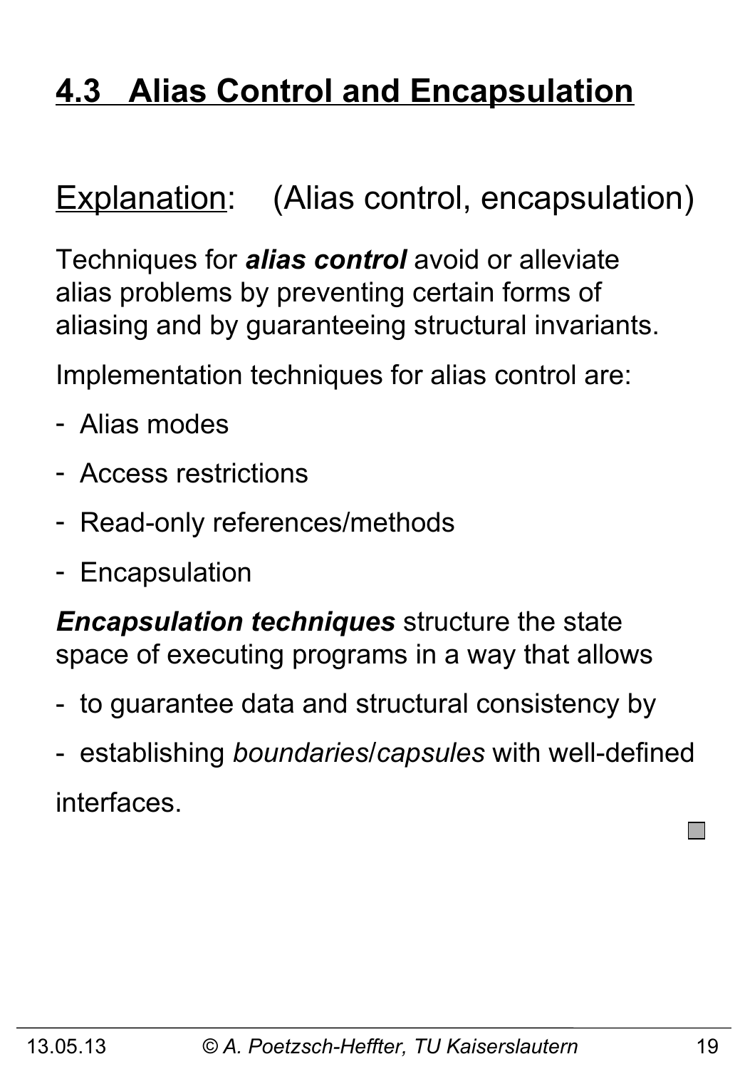## 4.3 Alias Control and Encapsulation

Explanation: (Alias control, encapsulation)

Techniques for ***alias control*** avoid or alleviate alias problems by preventing certain forms of aliasing and by guaranteeing structural invariants.

Implementation techniques for alias control are:

- Alias modes
- Access restrictions
- Read-only references/methods
- Encapsulation

***Encapsulation techniques*** structure the state space of executing programs in a way that allows

- to guarantee data and structural consistency by
- establishing *boundaries*/*capsules* with well-defined interfaces.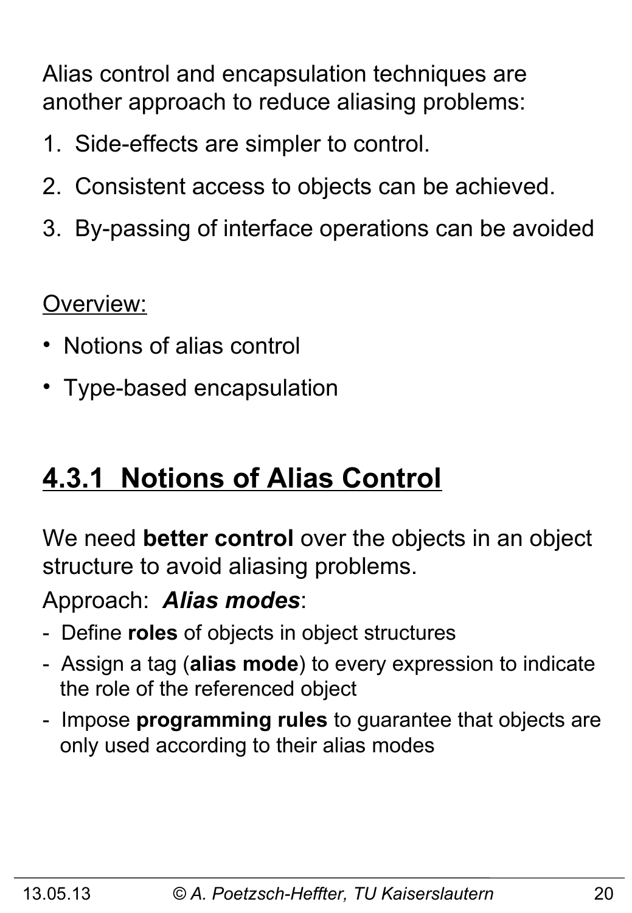Alias control and encapsulation techniques are another approach to reduce aliasing problems:

1. Side-effects are simpler to control.
2. Consistent access to objects can be achieved.
3. By-passing of interface operations can be avoided

Overview:

- Notions of alias control
- Type-based encapsulation

## 4.3.1 Notions of Alias Control

We need **better control** over the objects in an object structure to avoid aliasing problems.

Approach: ***Alias modes***:

- Define **roles** of objects in object structures
- Assign a tag (**alias mode**) to every expression to indicate the role of the referenced object
- Impose **programming rules** to guarantee that objects are only used according to their alias modes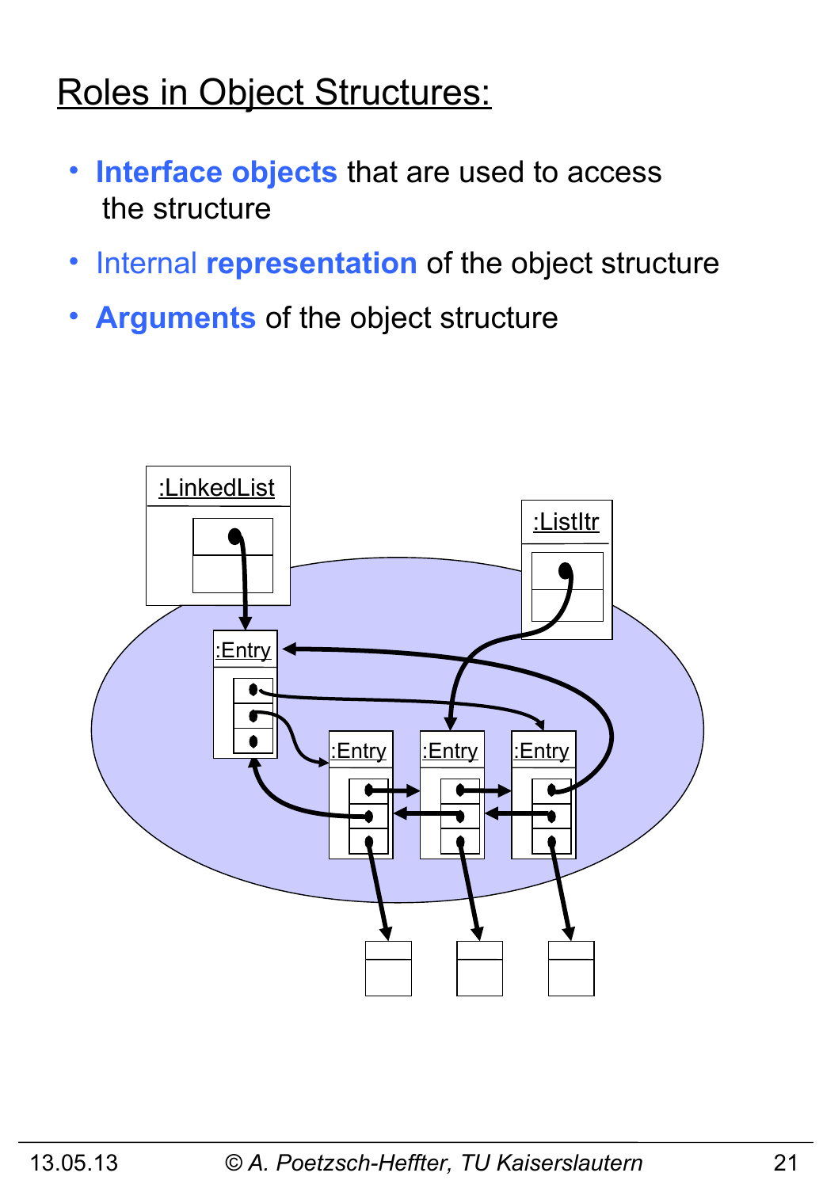# Roles in Object Structures:

- **Interface objects** that are used to access the structure
- Internal **representation** of the object structure
- **Arguments** of the object structure

:LinkedList

:ListItr

:Entry

:Entry

:Entry

:Entry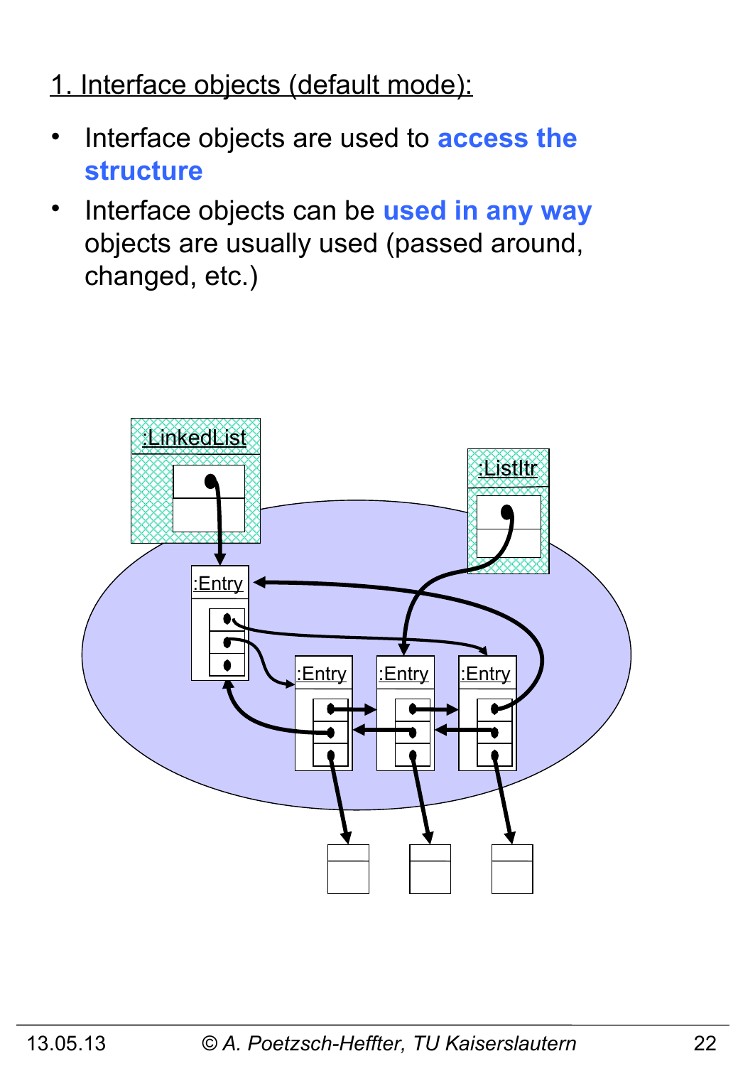1. Interface objects (default mode):

- Interface objects are used to **access the structure**
- Interface objects can be **used in any way** objects are usually used (passed around, changed, etc.)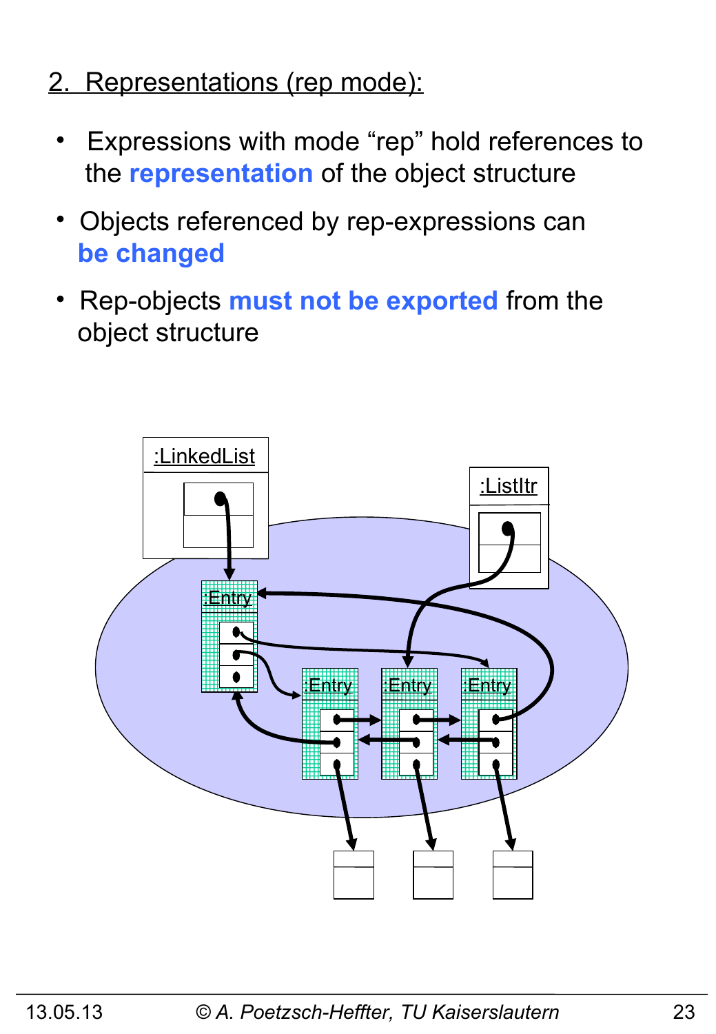## 2. Representations (rep mode):

- Expressions with mode “rep” hold references to the **representation** of the object structure
- Objects referenced by rep-expressions can **be changed**
- Rep-objects **must not be exported** from the object structure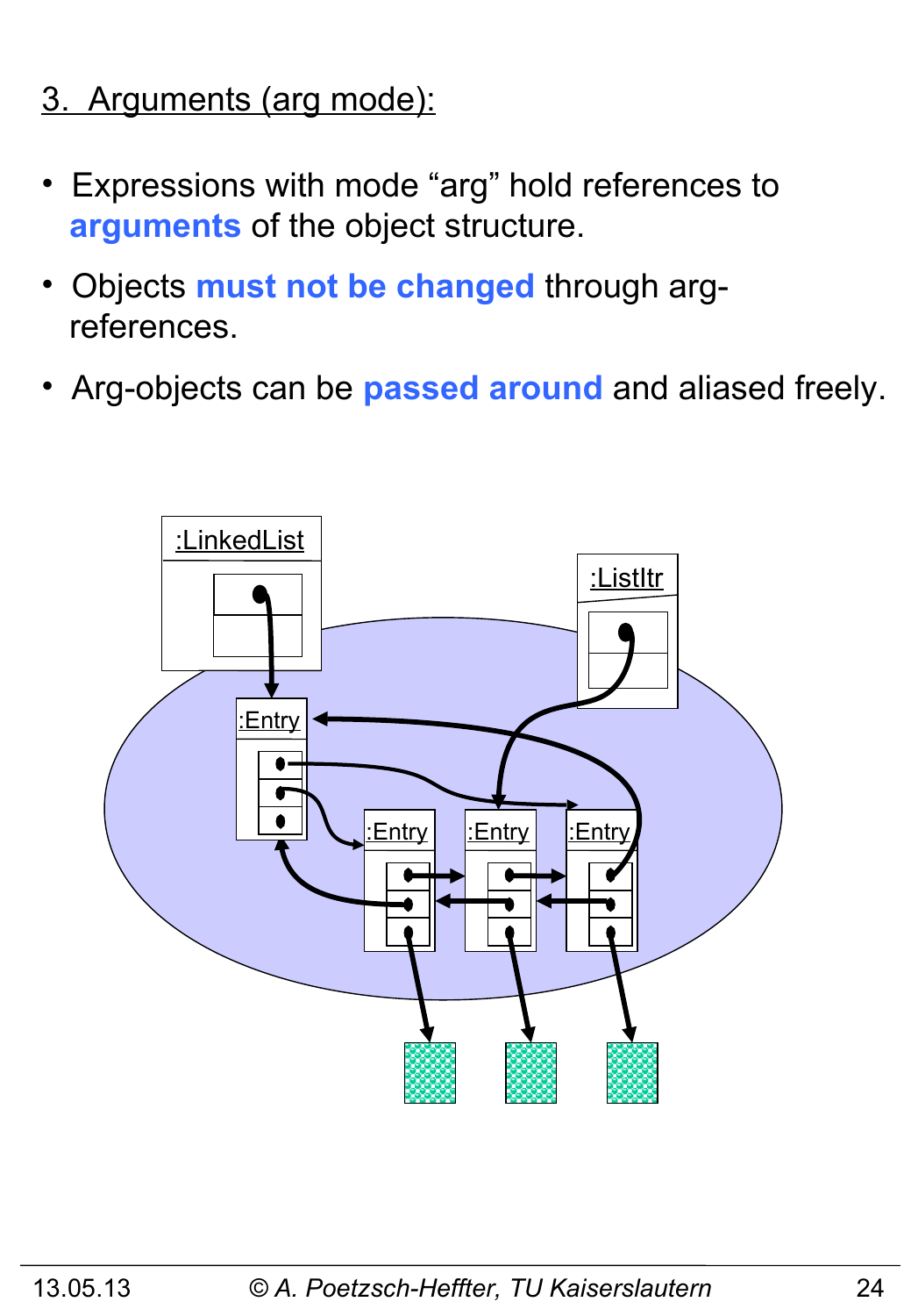## 3. Arguments (arg mode):

- Expressions with mode “arg” hold references to **arguments** of the object structure.
- Objects **must not be changed** through arg-references.
- Arg-objects can be **passed around** and aliased freely.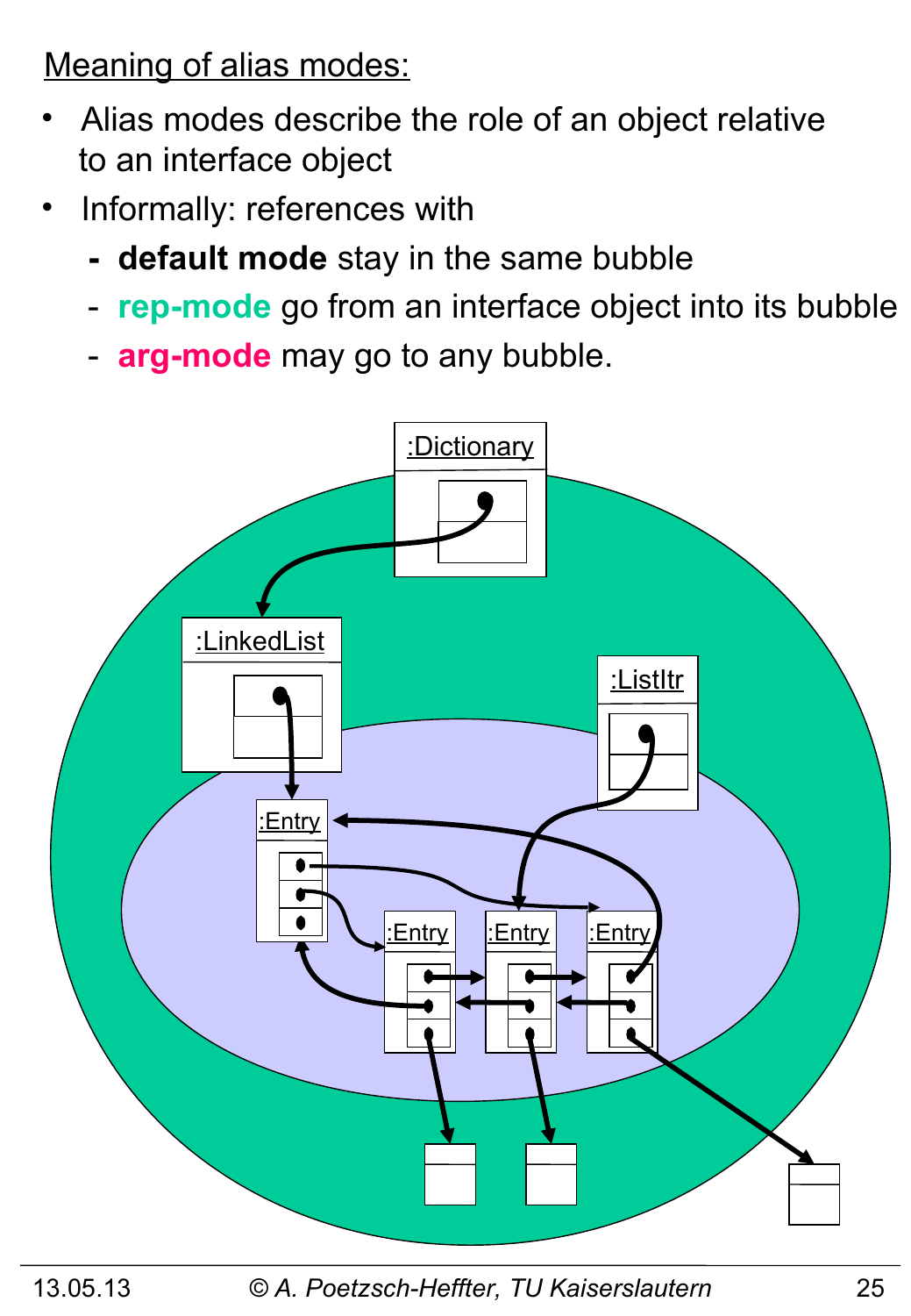Meaning of alias modes:

- Alias modes describe the role of an object relative to an interface object
- Informally: references with
  - **default mode** stay in the same bubble
  - **rep-mode** go from an interface object into its bubble
  - **arg-mode** may go to any bubble.

:Dictionary

:LinkedList

:ListItr

:Entry

:Entry

:Entry

:Entry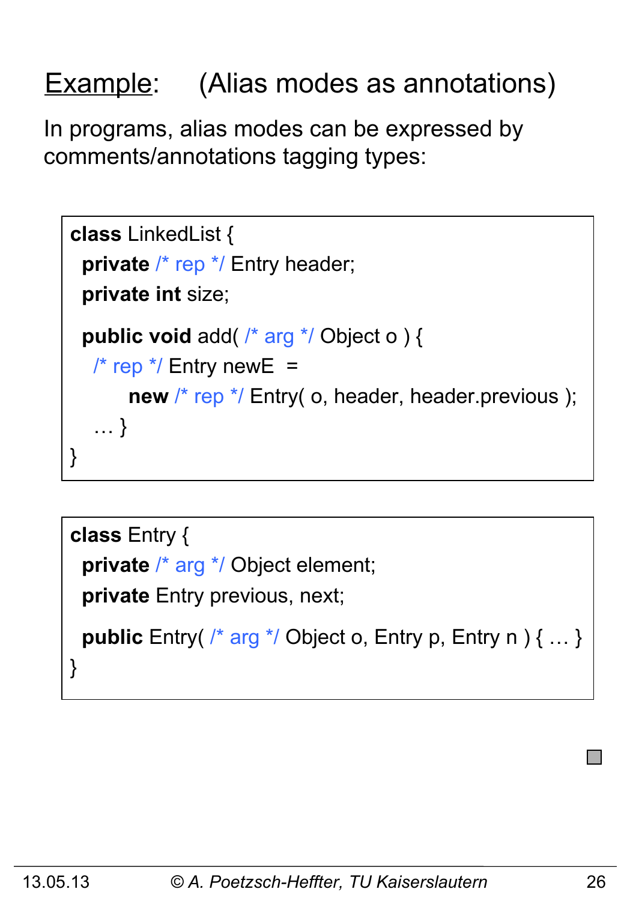## Example: (Alias modes as annotations)

In programs, alias modes can be expressed by comments/annotations tagging types:

```
class LinkedList {
  private /* rep */ Entry header;
  private int size;

  public void add( /* arg */ Object o ) {
    /* rep */ Entry newE  =
          new /* rep */ Entry( o, header, header.previous );
    … }
}
```

```
class Entry {
  private /* arg */ Object element;
  private Entry previous, next;

  public Entry( /* arg */ Object o, Entry p, Entry n ) { … }
}
```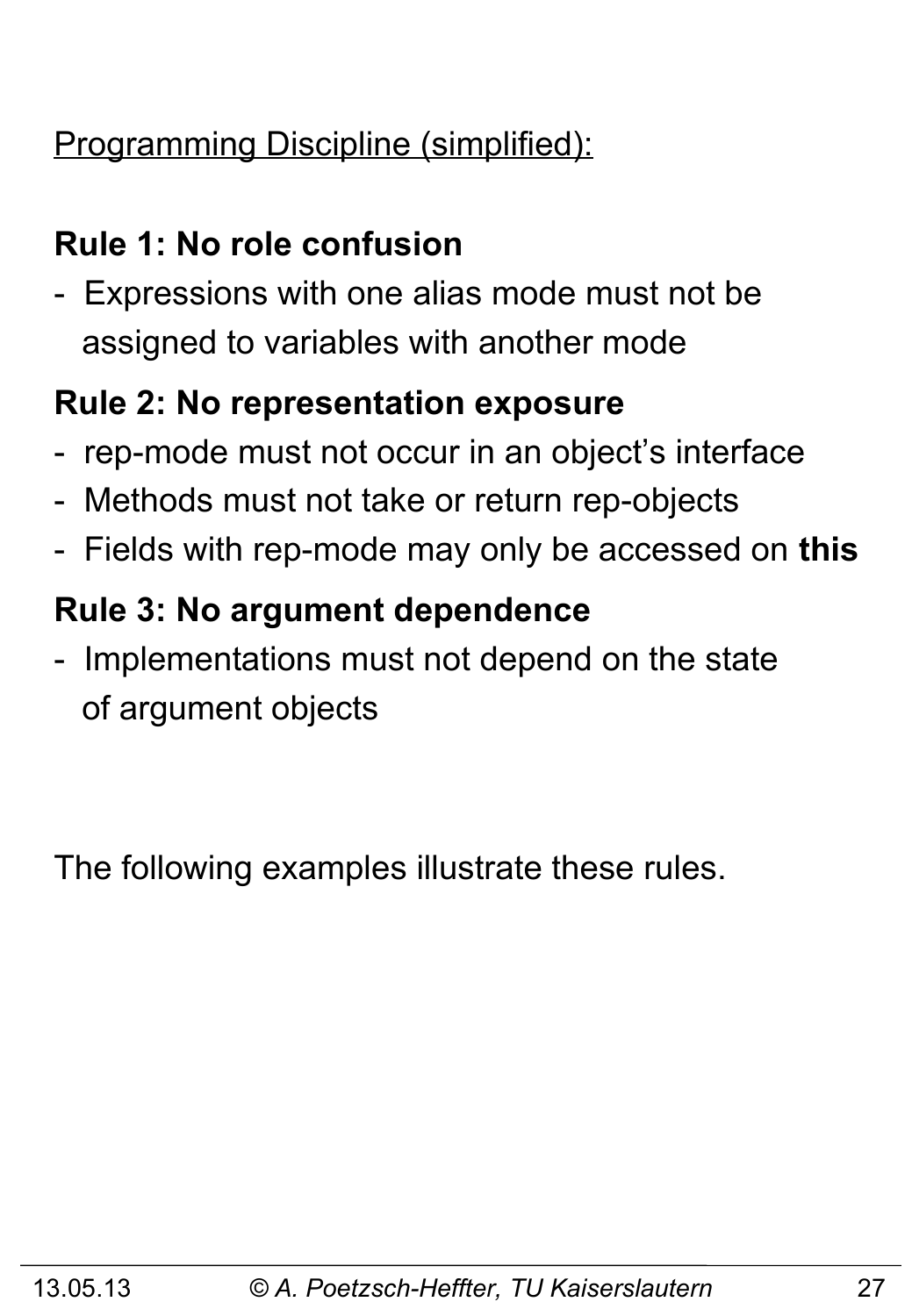<u>Programming Discipline (simplified):</u>

**Rule 1: No role confusion**

- Expressions with one alias mode must not be assigned to variables with another mode

**Rule 2: No representation exposure**

- rep-mode must not occur in an object's interface
- Methods must not take or return rep-objects
- Fields with rep-mode may only be accessed on **this**

**Rule 3: No argument dependence**

- Implementations must not depend on the state of argument objects

The following examples illustrate these rules.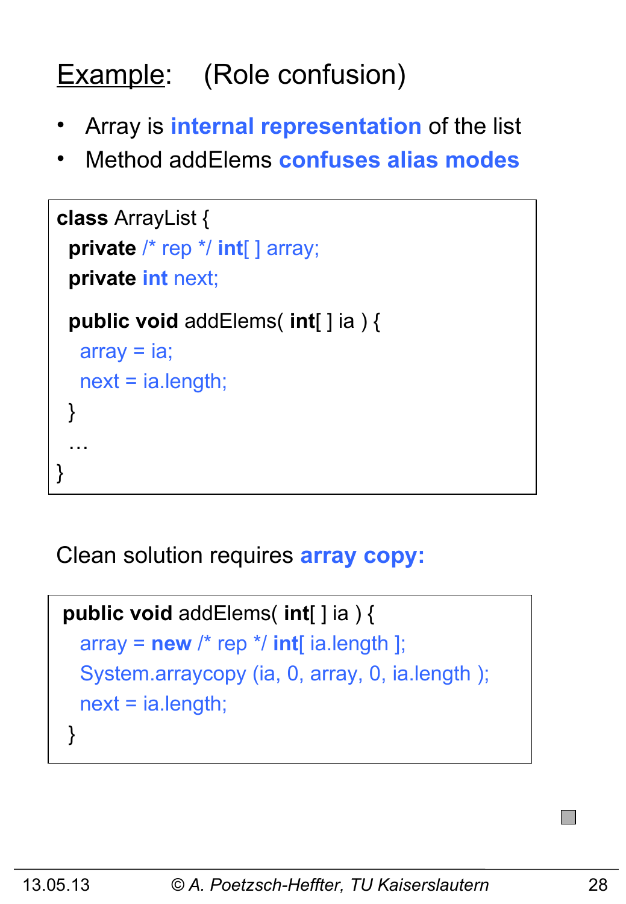## Example: (Role confusion)

- Array is **internal representation** of the list
- Method addElems **confuses alias modes**

```
class ArrayList {
  private /* rep */ int[ ] array;
  private int next;

  public void addElems( int[ ] ia ) {
    array = ia;
    next = ia.length;
  }
  …
}
```

Clean solution requires **array copy:**

```
public void addElems( int[ ] ia ) {
   array = new /* rep */ int[ ia.length ];
   System.arraycopy (ia, 0, array, 0, ia.length );
   next = ia.length;
}
```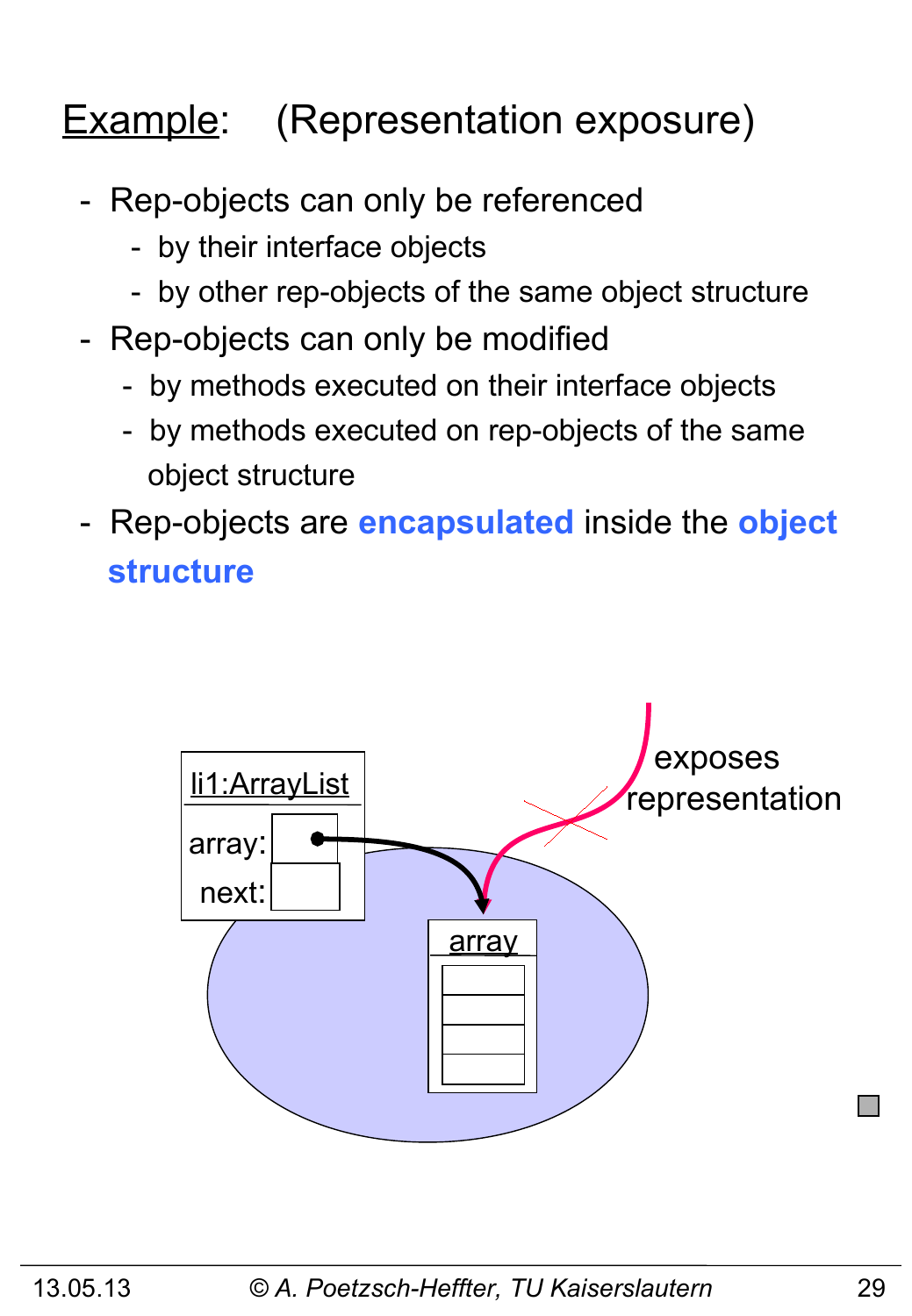# Example: (Representation exposure)

- Rep-objects can only be referenced
  - by their interface objects
  - by other rep-objects of the same object structure
- Rep-objects can only be modified
  - by methods executed on their interface objects
  - by methods executed on rep-objects of the same object structure
- Rep-objects are **encapsulated** inside the **object structure**

li1:ArrayList

array:

next:

array

exposes representation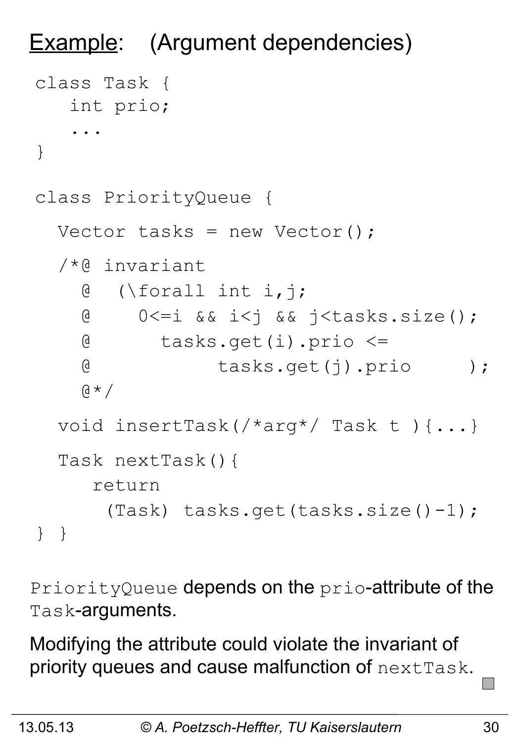## Example: (Argument dependencies)

```
class Task {
   int prio;
   ...
}

class PriorityQueue {

  Vector tasks = new Vector();

  /*@ invariant
    @  (\forall int i,j;
    @     0<=i && i<j && j<tasks.size();
    @       tasks.get(i).prio <=
    @            tasks.get(j).prio     );
    @*/

  void insertTask(/*arg*/ Task t ){...}

  Task nextTask(){
     return
      (Task) tasks.get(tasks.size()-1);
} }
```

`PriorityQueue` depends on the `prio`-attribute of the `Task`-arguments.

Modifying the attribute could violate the invariant of priority queues and cause malfunction of `nextTask`.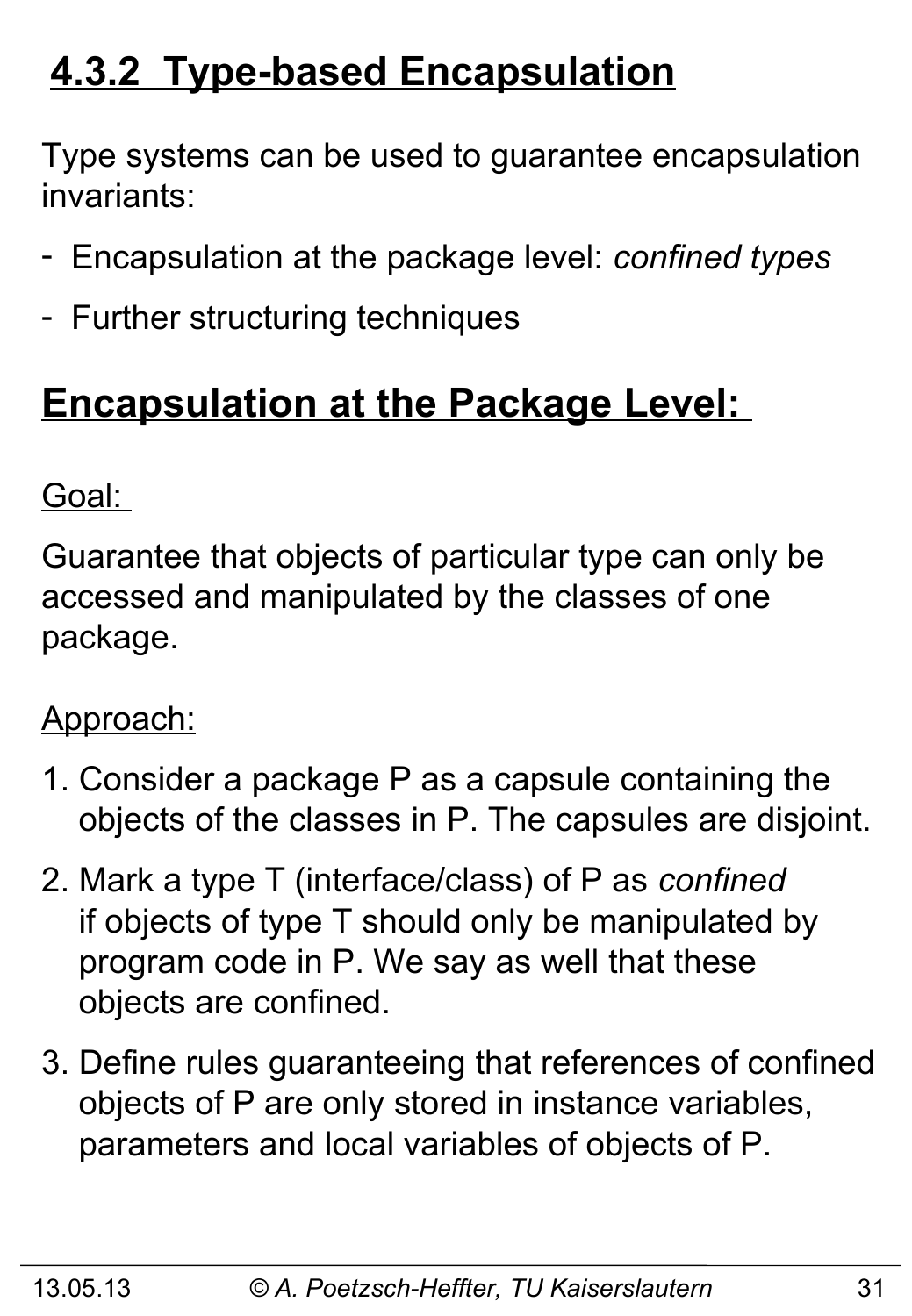## 4.3.2 Type-based Encapsulation

Type systems can be used to guarantee encapsulation invariants:

- Encapsulation at the package level: *confined types*
- Further structuring techniques

## Encapsulation at the Package Level:

Goal:

Guarantee that objects of particular type can only be accessed and manipulated by the classes of one package.

Approach:

1. Consider a package P as a capsule containing the objects of the classes in P. The capsules are disjoint.
2. Mark a type T (interface/class) of P as *confined* if objects of type T should only be manipulated by program code in P. We say as well that these objects are confined.
3. Define rules guaranteeing that references of confined objects of P are only stored in instance variables, parameters and local variables of objects of P.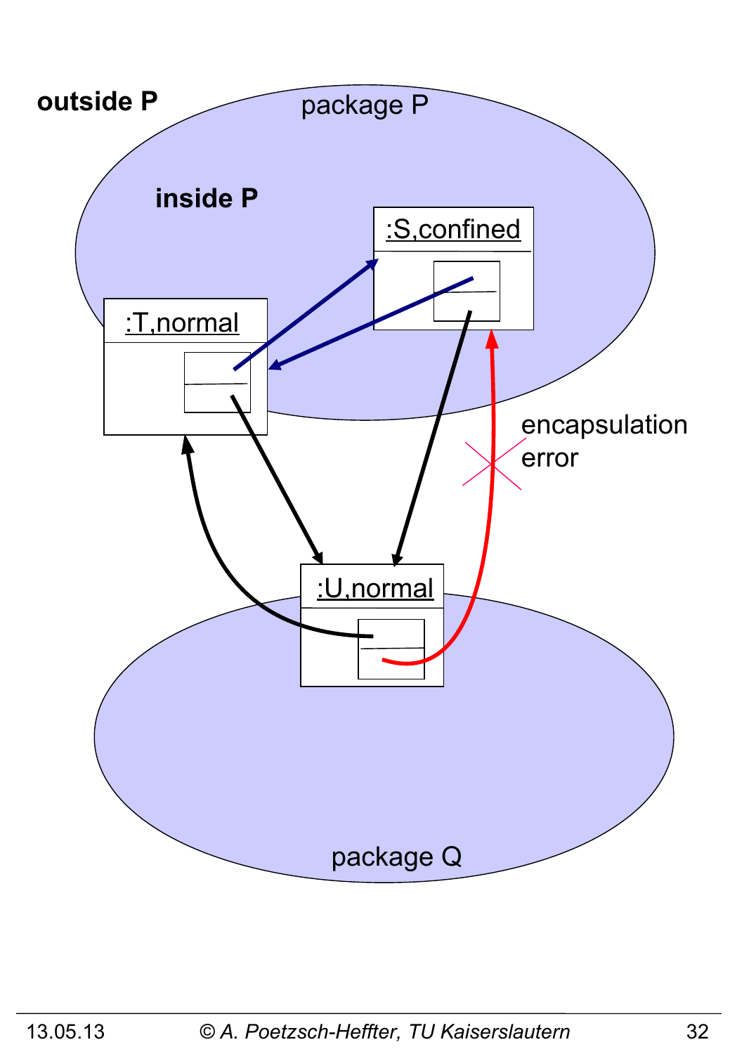outside P

package P

inside P

:S,confined

:T,normal

encapsulation error

:U,normal

package Q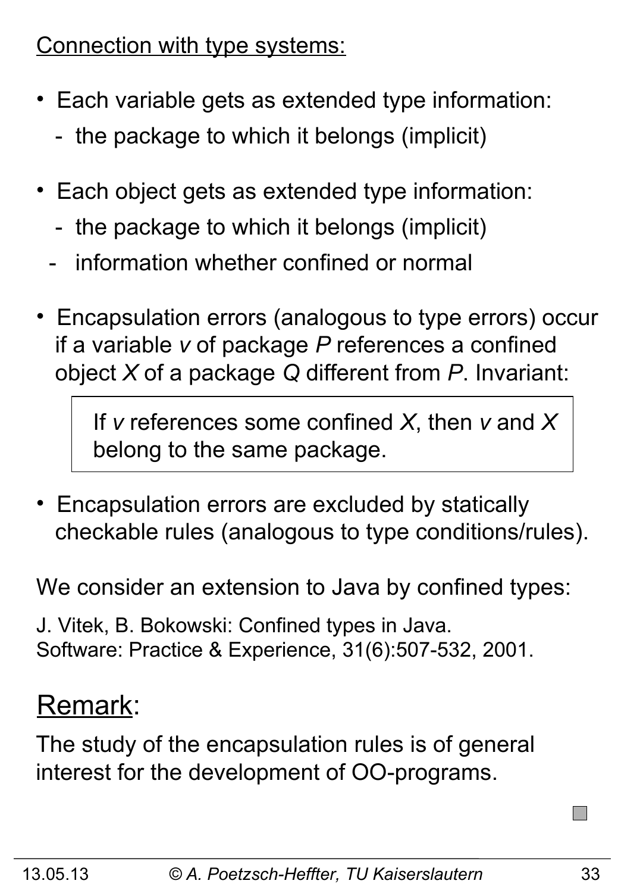Connection with type systems:

- Each variable gets as extended type information:
  - the package to which it belongs (implicit)

- Each object gets as extended type information:
  - the package to which it belongs (implicit)
  - information whether confined or normal

- Encapsulation errors (analogous to type errors) occur if a variable *v* of package *P* references a confined object *X* of a package *Q* different from *P*. Invariant:

> If *v* references some confined *X*, then *v* and *X* belong to the same package.

- Encapsulation errors are excluded by statically checkable rules (analogous to type conditions/rules).

We consider an extension to Java by confined types:

J. Vitek, B. Bokowski: Confined types in Java. Software: Practice & Experience, 31(6):507-532, 2001.

## Remark:

The study of the encapsulation rules is of general interest for the development of OO-programs.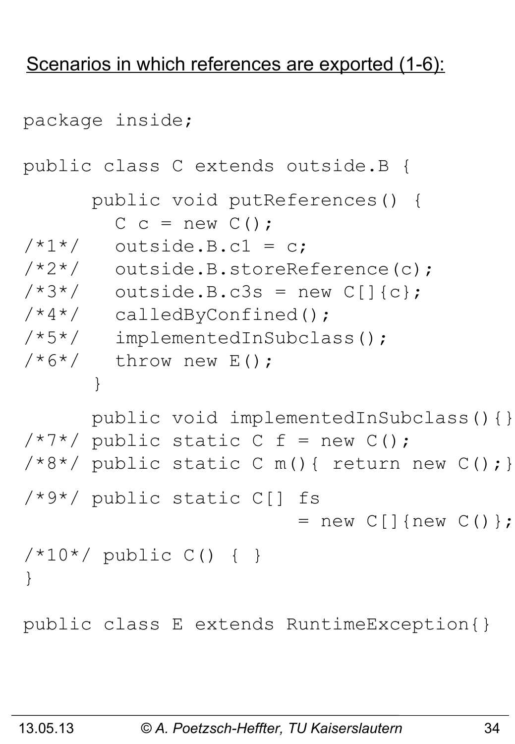<u>Scenarios in which references are exported (1-6):</u>

```
package inside;

public class C extends outside.B {

      public void putReferences() {
        C c = new C();
/*1*/   outside.B.c1 = c;
/*2*/   outside.B.storeReference(c);
/*3*/   outside.B.c3s = new C[]{c};
/*4*/   calledByConfined();
/*5*/   implementedInSubclass();
/*6*/   throw new E();
      }

      public void implementedInSubclass(){}
/*7*/ public static C f = new C();
/*8*/ public static C m(){ return new C();}

/*9*/ public static C[] fs
                        = new C[]{new C()};

/*10*/ public C() { }
}

public class E extends RuntimeException{}
```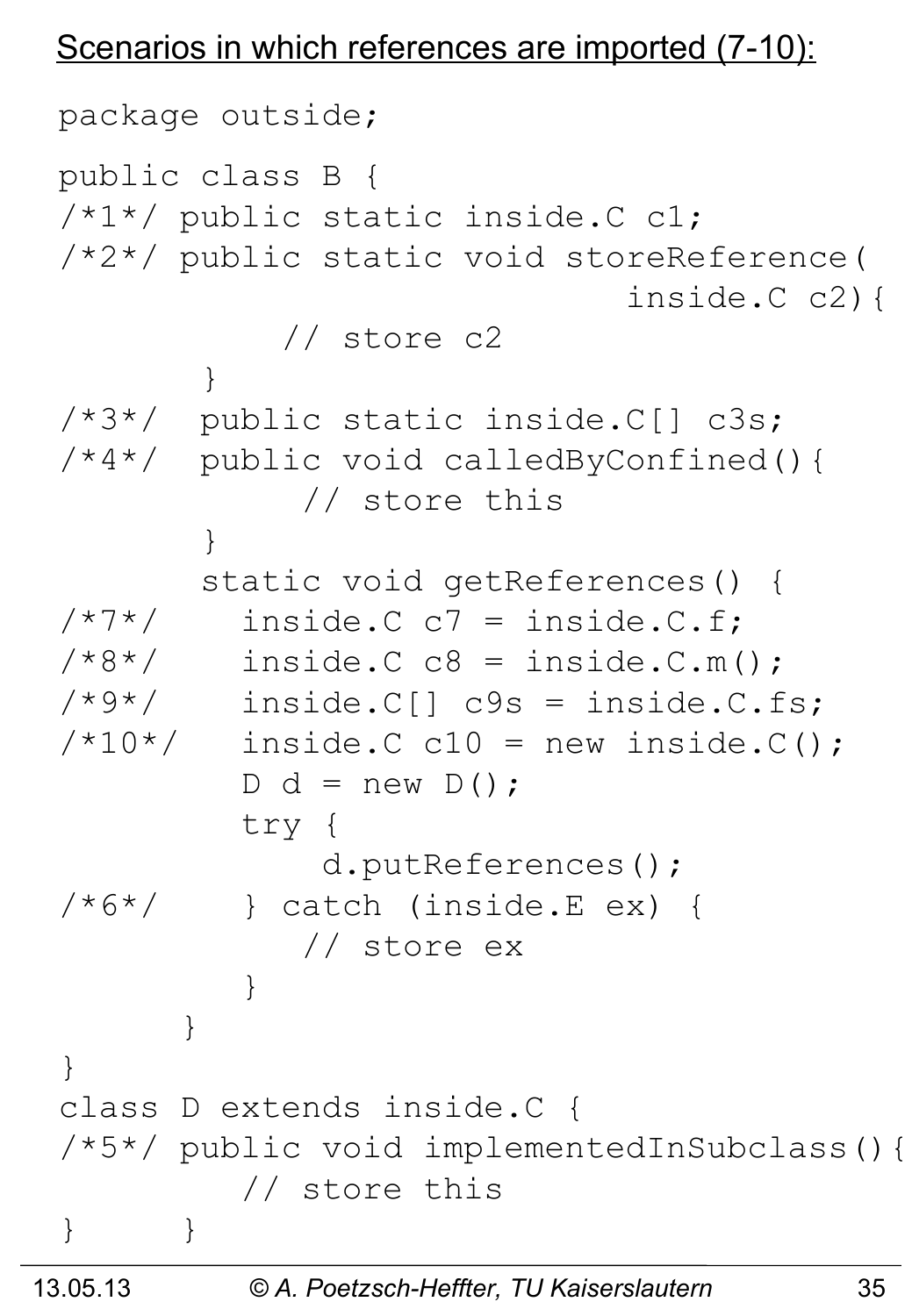Scenarios in which references are imported (7-10):

```
package outside;

public class B {
/*1*/ public static inside.C c1;
/*2*/ public static void storeReference(
                              inside.C c2){
          // store c2
       }
/*3*/  public static inside.C[] c3s;
/*4*/  public void calledByConfined(){
           // store this
       }
       static void getReferences() {
/*7*/    inside.C c7 = inside.C.f;
/*8*/    inside.C c8 = inside.C.m();
/*9*/    inside.C[] c9s = inside.C.fs;
/*10*/   inside.C c10 = new inside.C();
         D d = new D();
         try {
             d.putReferences();
/*6*/    } catch (inside.E ex) {
           // store ex
         }
      }
}
class D extends inside.C {
/*5*/ public void implementedInSubclass(){
         // store this
}     }
```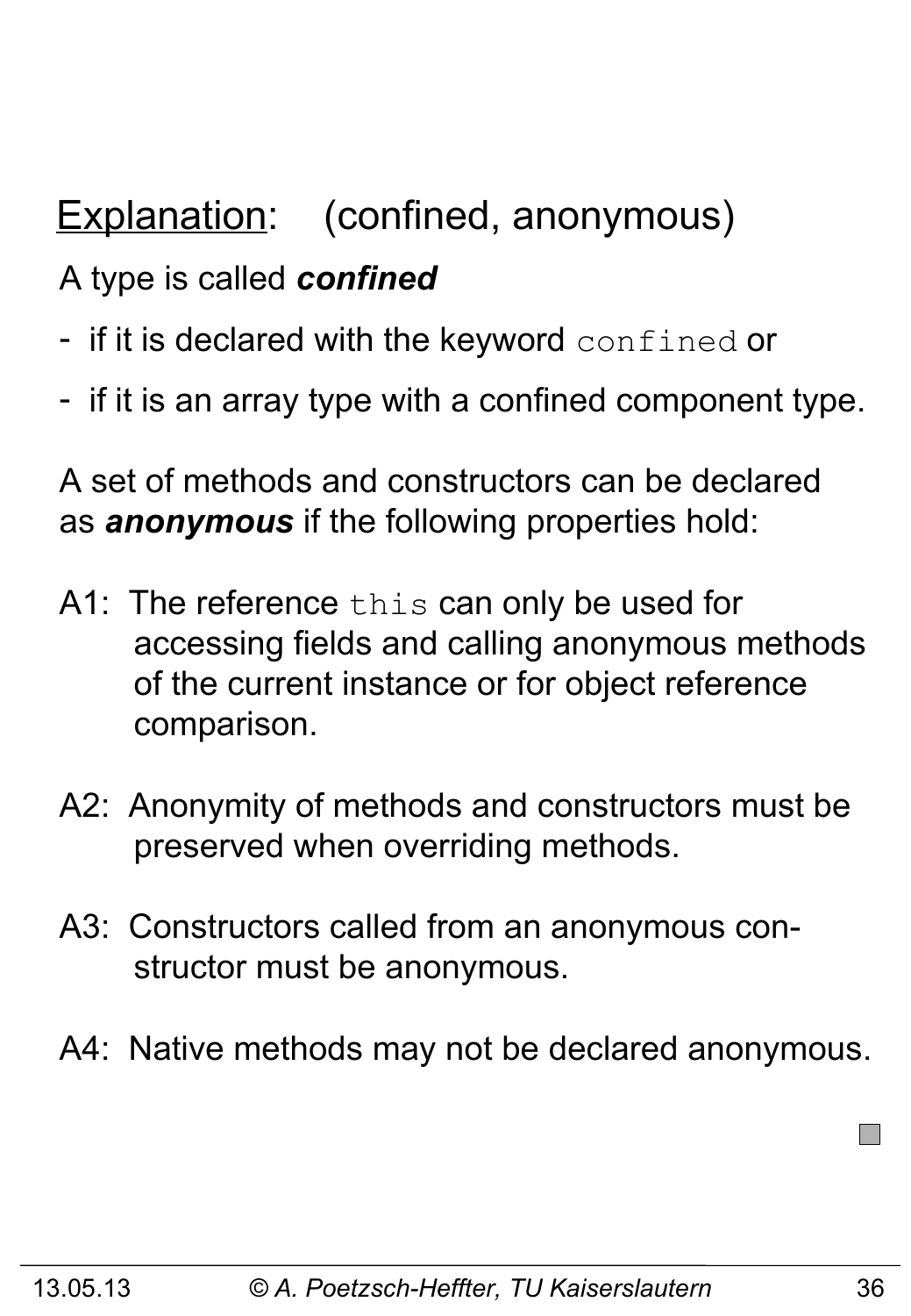## Explanation: (confined, anonymous)

A type is called ***confined***

- if it is declared with the keyword `confined` or
- if it is an array type with a confined component type.

A set of methods and constructors can be declared as ***anonymous*** if the following properties hold:

A1: The reference `this` can only be used for accessing fields and calling anonymous methods of the current instance or for object reference comparison.

A2: Anonymity of methods and constructors must be preserved when overriding methods.

A3: Constructors called from an anonymous constructor must be anonymous.

A4: Native methods may not be declared anonymous.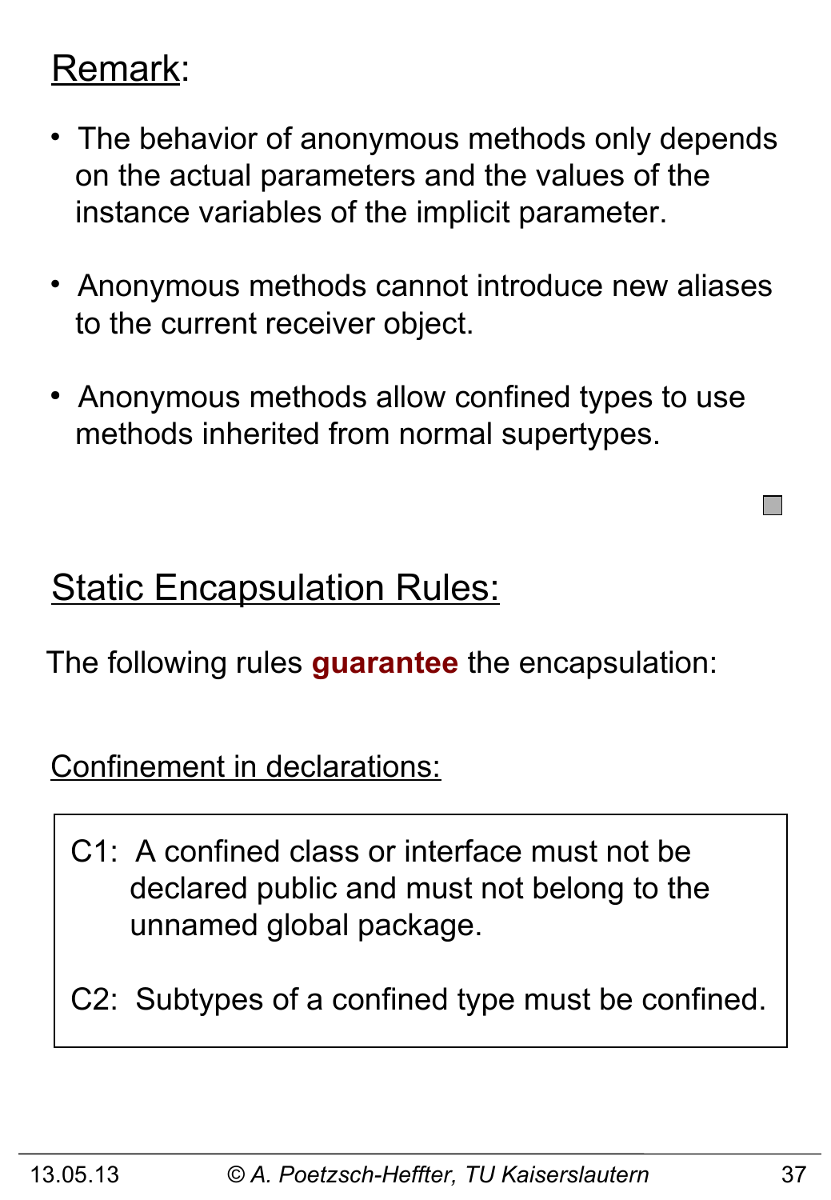## Remark:

- The behavior of anonymous methods only depends on the actual parameters and the values of the instance variables of the implicit parameter.
- Anonymous methods cannot introduce new aliases to the current receiver object.
- Anonymous methods allow confined types to use methods inherited from normal supertypes.

## Static Encapsulation Rules:

The following rules **guarantee** the encapsulation:

### Confinement in declarations:

C1: A confined class or interface must not be declared public and must not belong to the unnamed global package.

C2: Subtypes of a confined type must be confined.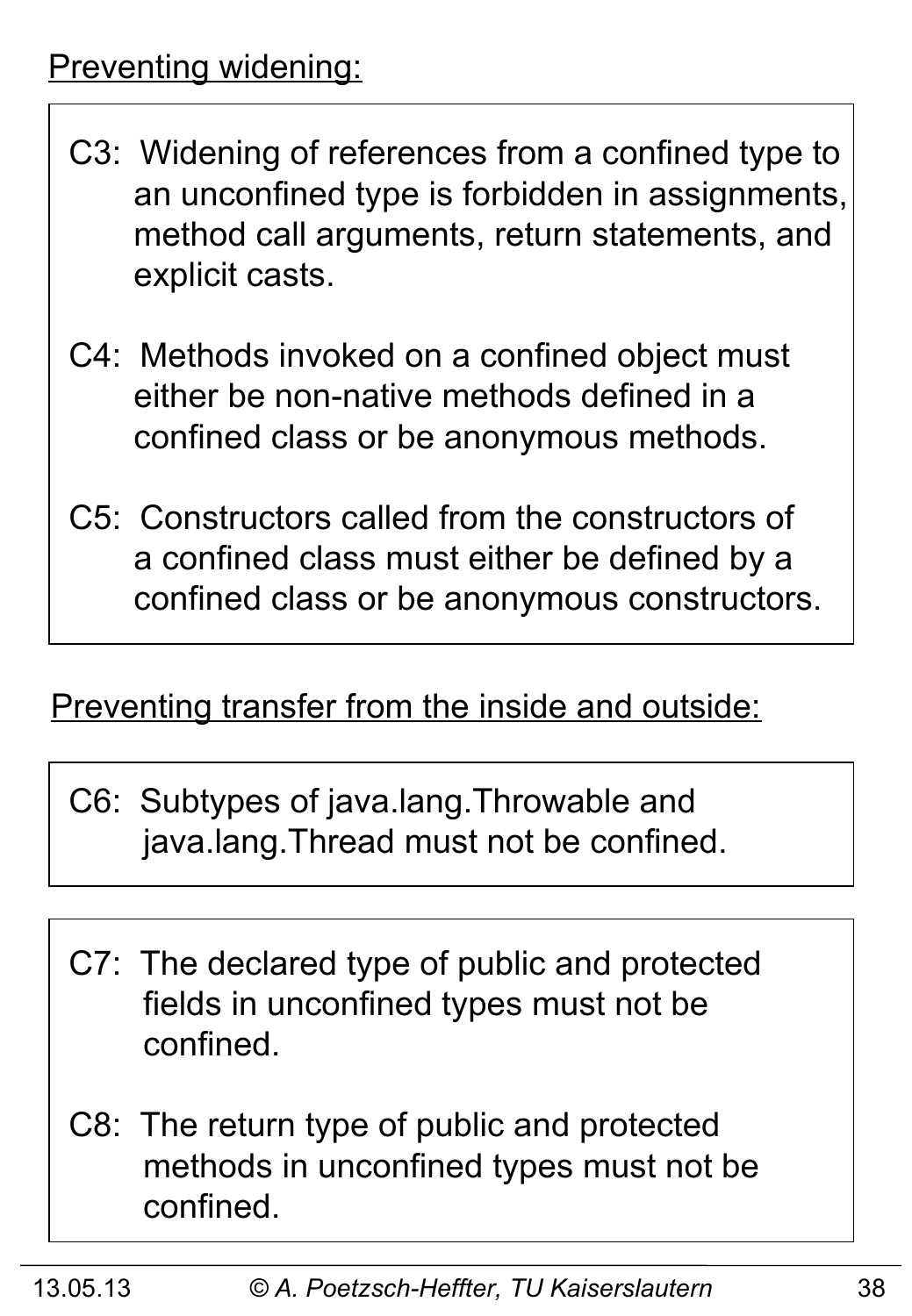Preventing widening:

C3: Widening of references from a confined type to an unconfined type is forbidden in assignments, method call arguments, return statements, and explicit casts.

C4: Methods invoked on a confined object must either be non-native methods defined in a confined class or be anonymous methods.

C5: Constructors called from the constructors of a confined class must either be defined by a confined class or be anonymous constructors.

Preventing transfer from the inside and outside:

C6: Subtypes of java.lang.Throwable and java.lang.Thread must not be confined.

C7: The declared type of public and protected fields in unconfined types must not be confined.

C8: The return type of public and protected methods in unconfined types must not be confined.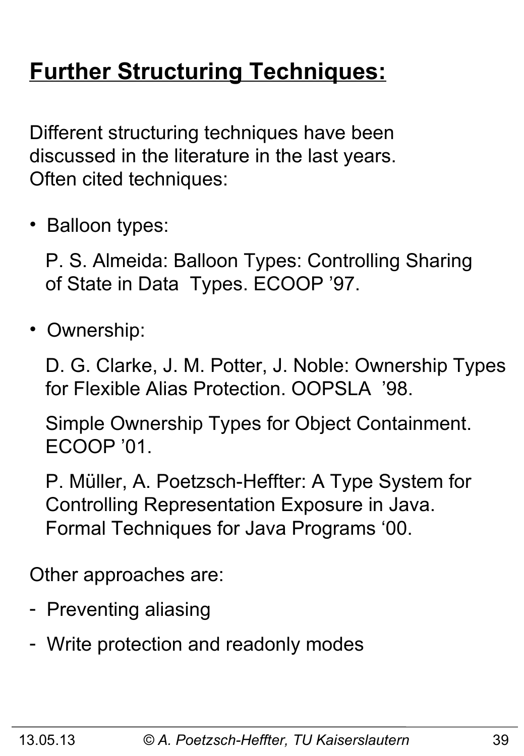# Further Structuring Techniques:

Different structuring techniques have been discussed in the literature in the last years. Often cited techniques:

- Balloon types:

  P. S. Almeida: Balloon Types: Controlling Sharing of State in Data Types. ECOOP '97.

- Ownership:

  D. G. Clarke, J. M. Potter, J. Noble: Ownership Types for Flexible Alias Protection. OOPSLA '98.

  Simple Ownership Types for Object Containment. ECOOP '01.

  P. Müller, A. Poetzsch-Heffter: A Type System for Controlling Representation Exposure in Java. Formal Techniques for Java Programs '00.

Other approaches are:

- Preventing aliasing
- Write protection and readonly modes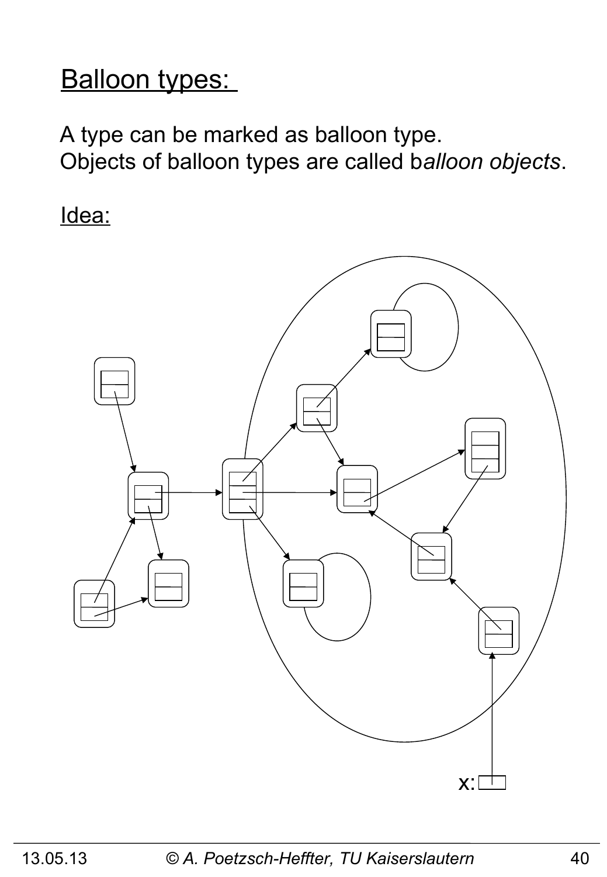## Balloon types:

A type can be marked as balloon type.
Objects of balloon types are called b*alloon objects*.

Idea:

x: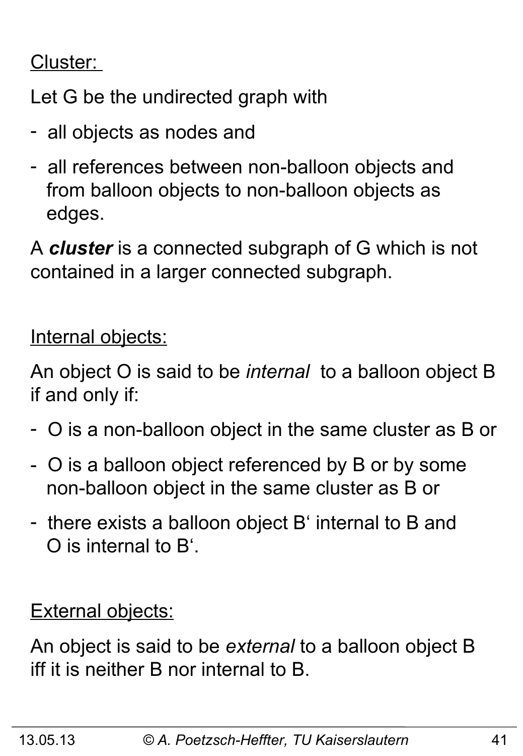Cluster:

Let G be the undirected graph with

- all objects as nodes and
- all references between non-balloon objects and from balloon objects to non-balloon objects as edges.

A ***cluster*** is a connected subgraph of G which is not contained in a larger connected subgraph.

Internal objects:

An object O is said to be *internal* to a balloon object B if and only if:

- O is a non-balloon object in the same cluster as B or
- O is a balloon object referenced by B or by some non-balloon object in the same cluster as B or
- there exists a balloon object B‘ internal to B and O is internal to B‘.

External objects:

An object is said to be *external* to a balloon object B iff it is neither B nor internal to B.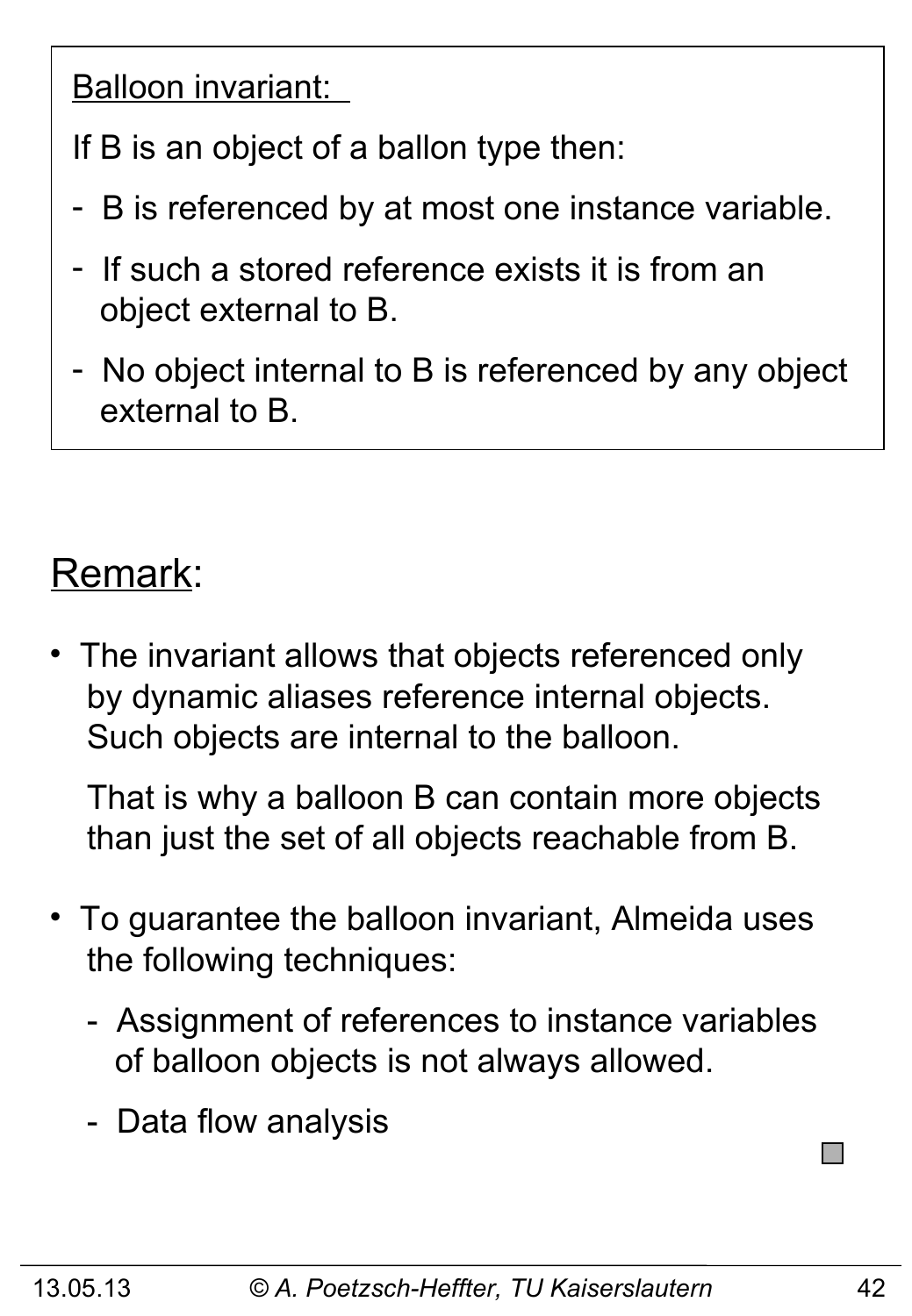<u>Balloon invariant:</u>

If B is an object of a ballon type then:

- B is referenced by at most one instance variable.
- If such a stored reference exists it is from an object external to B.
- No object internal to B is referenced by any object external to B.

## <u>Remark</u>:

- The invariant allows that objects referenced only by dynamic aliases reference internal objects. Such objects are internal to the balloon.

  That is why a balloon B can contain more objects than just the set of all objects reachable from B.

- To guarantee the balloon invariant, Almeida uses the following techniques:
  - Assignment of references to instance variables of balloon objects is not always allowed.
  - Data flow analysis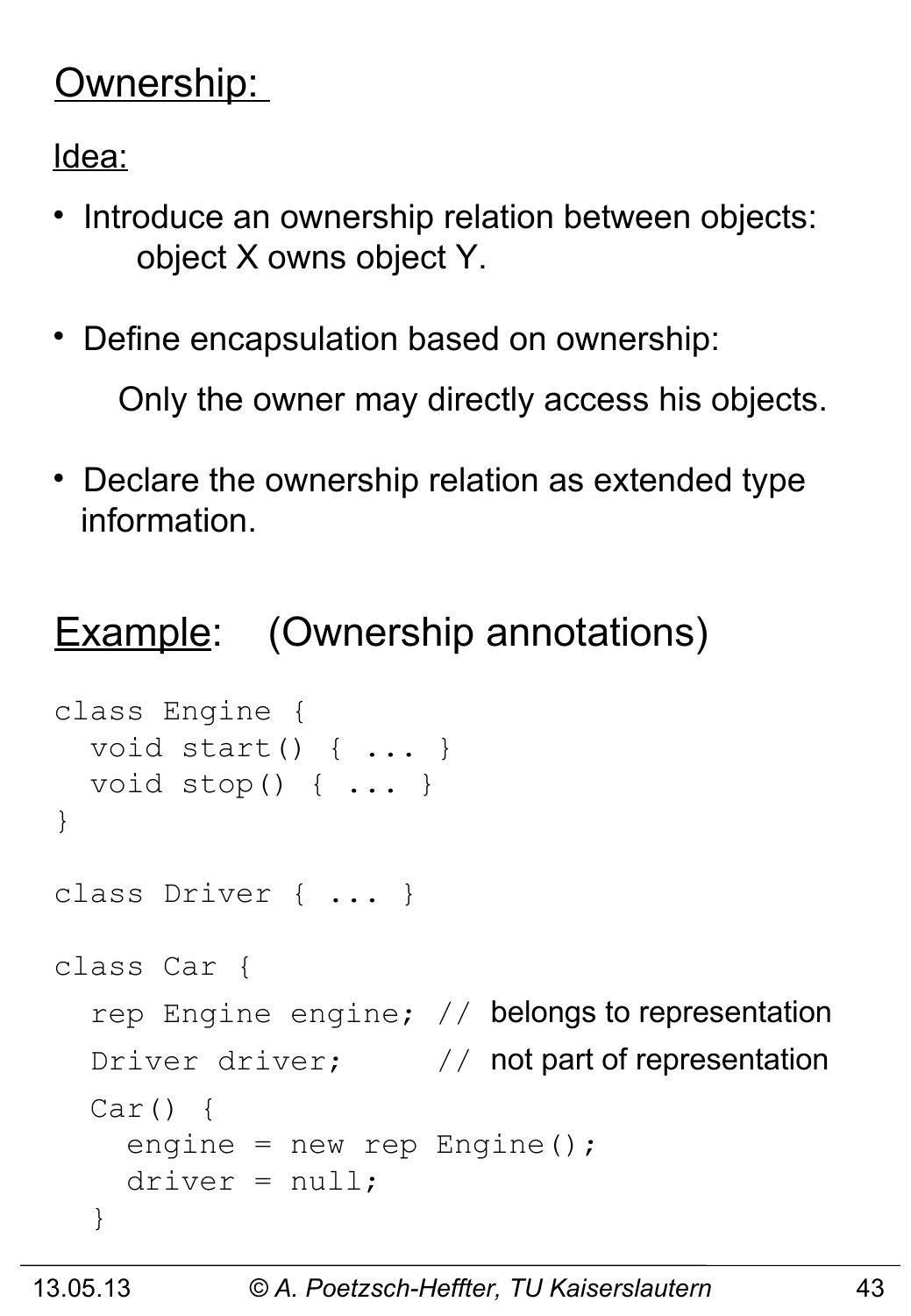## Ownership:

Idea:

- Introduce an ownership relation between objects:
  object X owns object Y.
- Define encapsulation based on ownership:

  Only the owner may directly access his objects.

- Declare the ownership relation as extended type information.

## Example: (Ownership annotations)

```
class Engine {
  void start() { ... }
  void stop() { ... }
}

class Driver { ... }

class Car {
  rep Engine engine; // belongs to representation
  Driver driver;     // not part of representation
  Car() {
    engine = new rep Engine();
    driver = null;
  }
```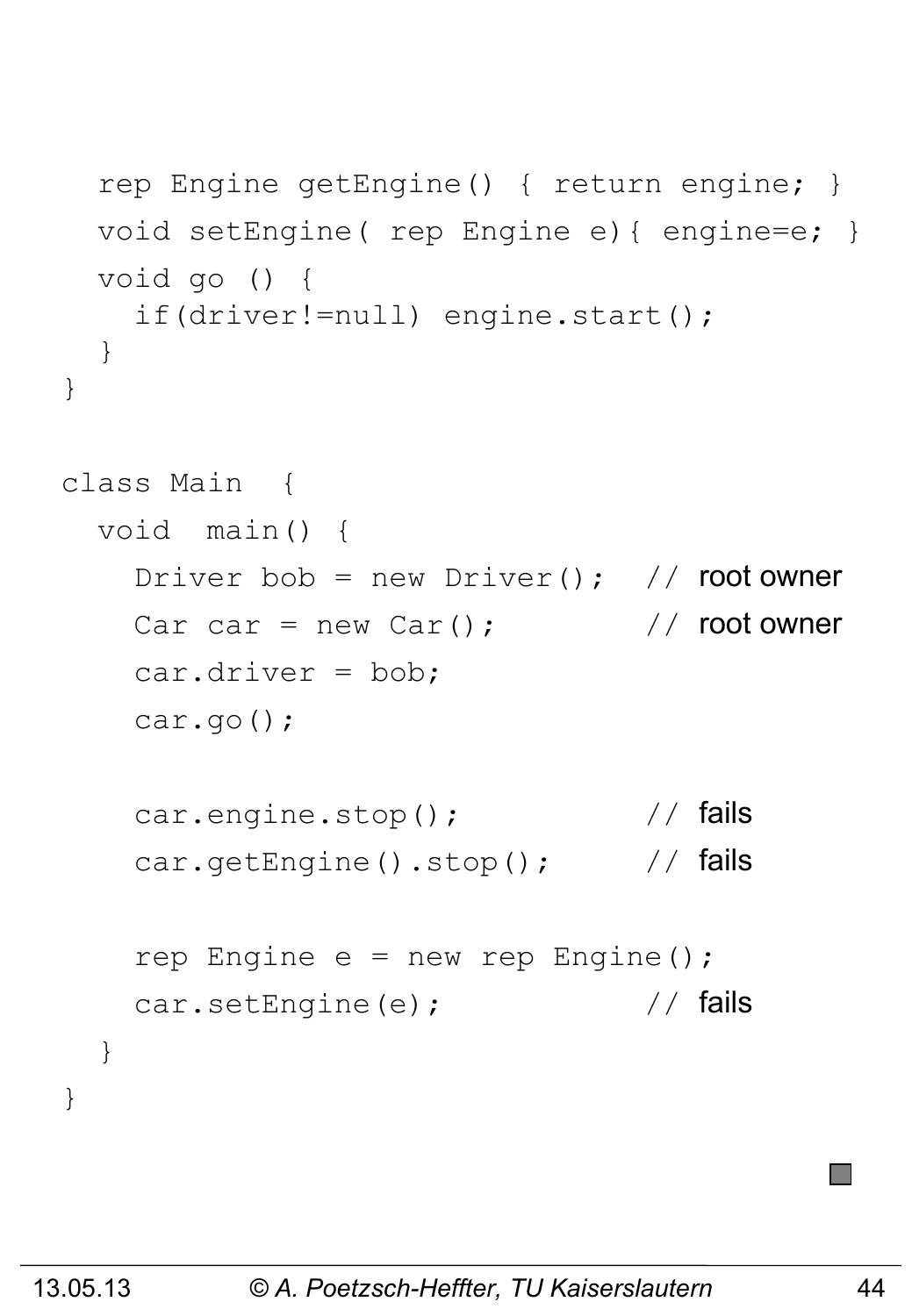```
  rep Engine getEngine() { return engine; }
  void setEngine( rep Engine e){ engine=e; }
  void go () {
    if(driver!=null) engine.start();
  }
}

class Main  {
  void  main() {
    Driver bob = new Driver();  // root owner
    Car car = new Car();        // root owner
    car.driver = bob;
    car.go();

    car.engine.stop();          // fails
    car.getEngine().stop();     // fails

    rep Engine e = new rep Engine();
    car.setEngine(e);           // fails
  }
}
```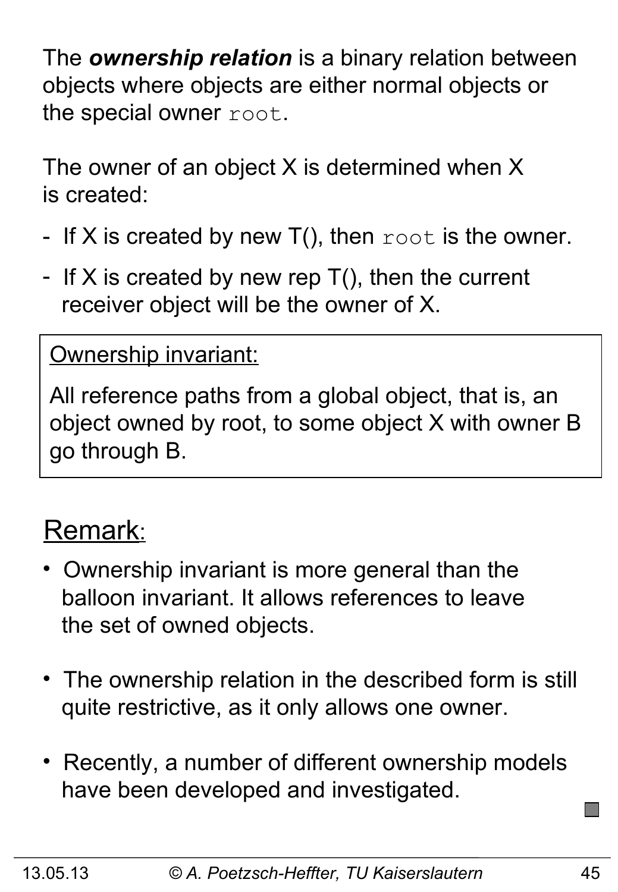The ***ownership relation*** is a binary relation between objects where objects are either normal objects or the special owner `root`.

The owner of an object X is determined when X is created:

- If X is created by new T(), then `root` is the owner.
- If X is created by new rep T(), then the current receiver object will be the owner of X.

> Ownership invariant:
>
> All reference paths from a global object, that is, an object owned by root, to some object X with owner B go through B.

## Remark:

- Ownership invariant is more general than the balloon invariant. It allows references to leave the set of owned objects.
- The ownership relation in the described form is still quite restrictive, as it only allows one owner.
- Recently, a number of different ownership models have been developed and investigated.